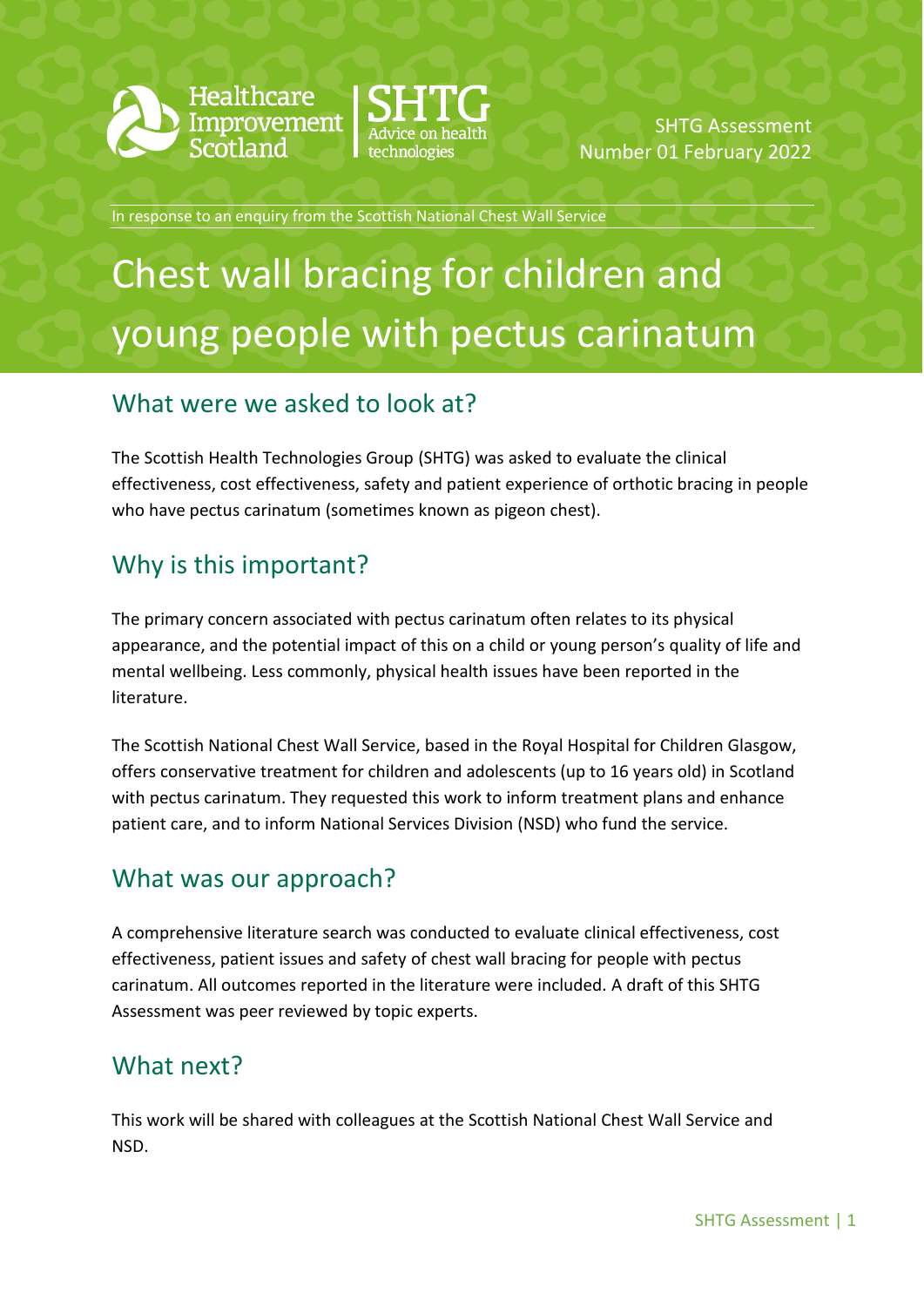Healthcare Improvement Scotland | SHTG Advice on health technologies

SHTG Assessment
Number 01 February 2022

In response to an enquiry from the Scottish National Chest Wall Service

# Chest wall bracing for children and young people with pectus carinatum

## What were we asked to look at?

The Scottish Health Technologies Group (SHTG) was asked to evaluate the clinical effectiveness, cost effectiveness, safety and patient experience of orthotic bracing in people who have pectus carinatum (sometimes known as pigeon chest).

## Why is this important?

The primary concern associated with pectus carinatum often relates to its physical appearance, and the potential impact of this on a child or young person's quality of life and mental wellbeing. Less commonly, physical health issues have been reported in the literature.

The Scottish National Chest Wall Service, based in the Royal Hospital for Children Glasgow, offers conservative treatment for children and adolescents (up to 16 years old) in Scotland with pectus carinatum. They requested this work to inform treatment plans and enhance patient care, and to inform National Services Division (NSD) who fund the service.

## What was our approach?

A comprehensive literature search was conducted to evaluate clinical effectiveness, cost effectiveness, patient issues and safety of chest wall bracing for people with pectus carinatum. All outcomes reported in the literature were included. A draft of this SHTG Assessment was peer reviewed by topic experts.

## What next?

This work will be shared with colleagues at the Scottish National Chest Wall Service and NSD.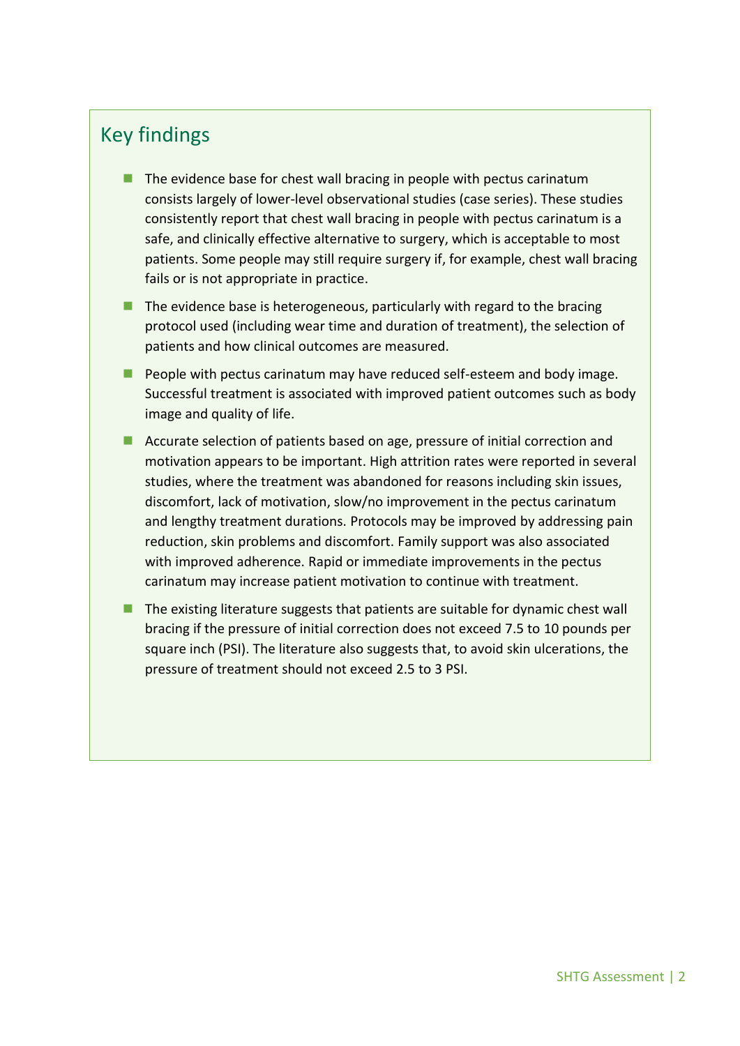## Key findings

- The evidence base for chest wall bracing in people with pectus carinatum consists largely of lower-level observational studies (case series). These studies consistently report that chest wall bracing in people with pectus carinatum is a safe, and clinically effective alternative to surgery, which is acceptable to most patients. Some people may still require surgery if, for example, chest wall bracing fails or is not appropriate in practice.
- The evidence base is heterogeneous, particularly with regard to the bracing protocol used (including wear time and duration of treatment), the selection of patients and how clinical outcomes are measured.
- People with pectus carinatum may have reduced self-esteem and body image. Successful treatment is associated with improved patient outcomes such as body image and quality of life.
- Accurate selection of patients based on age, pressure of initial correction and motivation appears to be important. High attrition rates were reported in several studies, where the treatment was abandoned for reasons including skin issues, discomfort, lack of motivation, slow/no improvement in the pectus carinatum and lengthy treatment durations. Protocols may be improved by addressing pain reduction, skin problems and discomfort. Family support was also associated with improved adherence. Rapid or immediate improvements in the pectus carinatum may increase patient motivation to continue with treatment.
- The existing literature suggests that patients are suitable for dynamic chest wall bracing if the pressure of initial correction does not exceed 7.5 to 10 pounds per square inch (PSI). The literature also suggests that, to avoid skin ulcerations, the pressure of treatment should not exceed 2.5 to 3 PSI.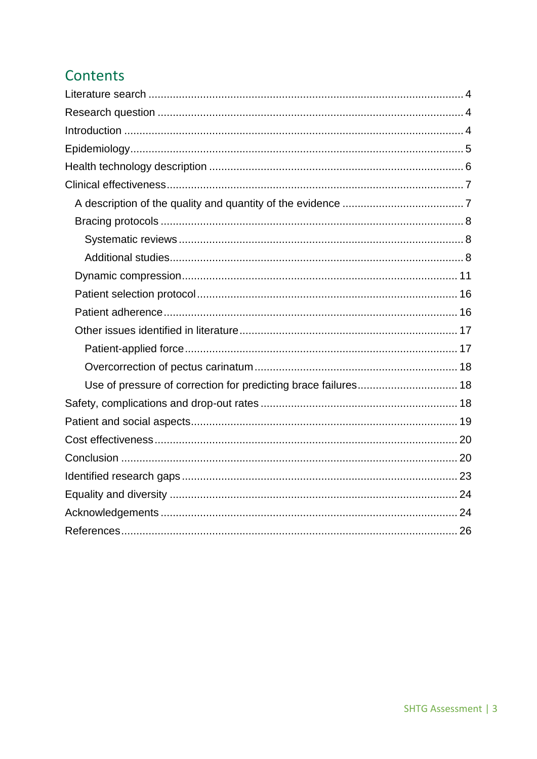## Contents

- Literature search ..... 4
- Research question ..... 4
- Introduction ..... 4
- Epidemiology ..... 5
- Health technology description ..... 6
- Clinical effectiveness ..... 7
  - A description of the quality and quantity of the evidence ..... 7
  - Bracing protocols ..... 8
    - Systematic reviews ..... 8
    - Additional studies ..... 8
  - Dynamic compression ..... 11
  - Patient selection protocol ..... 16
  - Patient adherence ..... 16
  - Other issues identified in literature ..... 17
    - Patient-applied force ..... 17
    - Overcorrection of pectus carinatum ..... 18
    - Use of pressure of correction for predicting brace failures ..... 18
- Safety, complications and drop-out rates ..... 18
- Patient and social aspects ..... 19
- Cost effectiveness ..... 20
- Conclusion ..... 20
- Identified research gaps ..... 23
- Equality and diversity ..... 24
- Acknowledgements ..... 24
- References ..... 26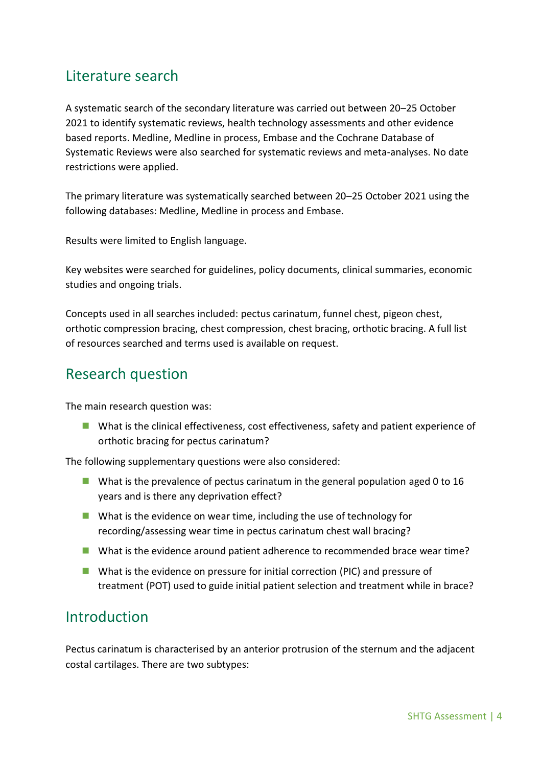## Literature search

A systematic search of the secondary literature was carried out between 20–25 October 2021 to identify systematic reviews, health technology assessments and other evidence based reports. Medline, Medline in process, Embase and the Cochrane Database of Systematic Reviews were also searched for systematic reviews and meta-analyses. No date restrictions were applied.

The primary literature was systematically searched between 20–25 October 2021 using the following databases: Medline, Medline in process and Embase.

Results were limited to English language.

Key websites were searched for guidelines, policy documents, clinical summaries, economic studies and ongoing trials.

Concepts used in all searches included: pectus carinatum, funnel chest, pigeon chest, orthotic compression bracing, chest compression, chest bracing, orthotic bracing. A full list of resources searched and terms used is available on request.

## Research question

The main research question was:

- What is the clinical effectiveness, cost effectiveness, safety and patient experience of orthotic bracing for pectus carinatum?

The following supplementary questions were also considered:

- What is the prevalence of pectus carinatum in the general population aged 0 to 16 years and is there any deprivation effect?
- What is the evidence on wear time, including the use of technology for recording/assessing wear time in pectus carinatum chest wall bracing?
- What is the evidence around patient adherence to recommended brace wear time?
- What is the evidence on pressure for initial correction (PIC) and pressure of treatment (POT) used to guide initial patient selection and treatment while in brace?

## Introduction

Pectus carinatum is characterised by an anterior protrusion of the sternum and the adjacent costal cartilages. There are two subtypes: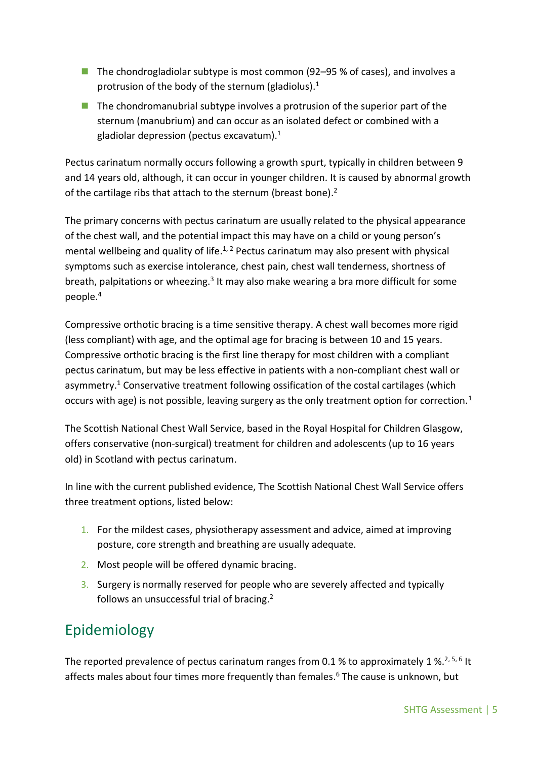- The chondrogladiolar subtype is most common (92–95 % of cases), and involves a protrusion of the body of the sternum (gladiolus).[1]
- The chondromanubrial subtype involves a protrusion of the superior part of the sternum (manubrium) and can occur as an isolated defect or combined with a gladiolar depression (pectus excavatum).[1]

Pectus carinatum normally occurs following a growth spurt, typically in children between 9 and 14 years old, although, it can occur in younger children. It is caused by abnormal growth of the cartilage ribs that attach to the sternum (breast bone).[2]

The primary concerns with pectus carinatum are usually related to the physical appearance of the chest wall, and the potential impact this may have on a child or young person's mental wellbeing and quality of life.[1, 2] Pectus carinatum may also present with physical symptoms such as exercise intolerance, chest pain, chest wall tenderness, shortness of breath, palpitations or wheezing.[3] It may also make wearing a bra more difficult for some people.[4]

Compressive orthotic bracing is a time sensitive therapy. A chest wall becomes more rigid (less compliant) with age, and the optimal age for bracing is between 10 and 15 years. Compressive orthotic bracing is the first line therapy for most children with a compliant pectus carinatum, but may be less effective in patients with a non-compliant chest wall or asymmetry.[1] Conservative treatment following ossification of the costal cartilages (which occurs with age) is not possible, leaving surgery as the only treatment option for correction.[1]

The Scottish National Chest Wall Service, based in the Royal Hospital for Children Glasgow, offers conservative (non-surgical) treatment for children and adolescents (up to 16 years old) in Scotland with pectus carinatum.

In line with the current published evidence, The Scottish National Chest Wall Service offers three treatment options, listed below:

1. For the mildest cases, physiotherapy assessment and advice, aimed at improving posture, core strength and breathing are usually adequate.
2. Most people will be offered dynamic bracing.
3. Surgery is normally reserved for people who are severely affected and typically follows an unsuccessful trial of bracing.[2]

## Epidemiology

The reported prevalence of pectus carinatum ranges from 0.1 % to approximately 1 %.[2, 5, 6] It affects males about four times more frequently than females.[6] The cause is unknown, but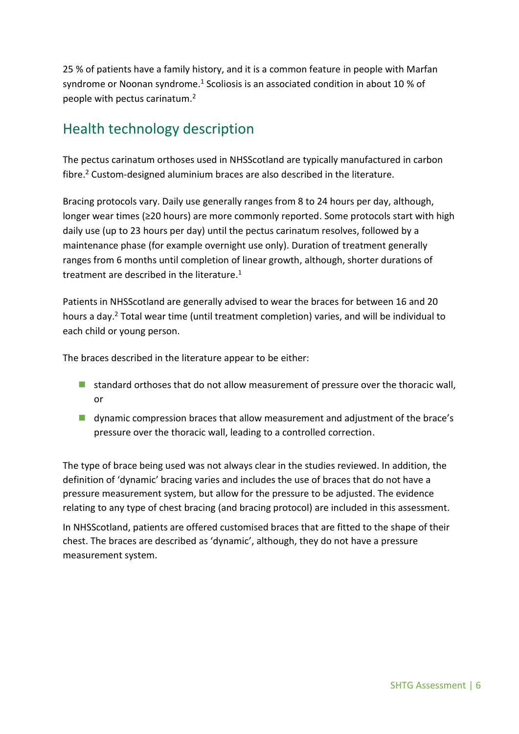25 % of patients have a family history, and it is a common feature in people with Marfan syndrome or Noonan syndrome.[1] Scoliosis is an associated condition in about 10 % of people with pectus carinatum.[2]

## Health technology description

The pectus carinatum orthoses used in NHSScotland are typically manufactured in carbon fibre.[2] Custom-designed aluminium braces are also described in the literature.

Bracing protocols vary. Daily use generally ranges from 8 to 24 hours per day, although, longer wear times (≥20 hours) are more commonly reported. Some protocols start with high daily use (up to 23 hours per day) until the pectus carinatum resolves, followed by a maintenance phase (for example overnight use only). Duration of treatment generally ranges from 6 months until completion of linear growth, although, shorter durations of treatment are described in the literature.[1]

Patients in NHSScotland are generally advised to wear the braces for between 16 and 20 hours a day.[2] Total wear time (until treatment completion) varies, and will be individual to each child or young person.

The braces described in the literature appear to be either:

- standard orthoses that do not allow measurement of pressure over the thoracic wall, or
- dynamic compression braces that allow measurement and adjustment of the brace's pressure over the thoracic wall, leading to a controlled correction.

The type of brace being used was not always clear in the studies reviewed. In addition, the definition of 'dynamic' bracing varies and includes the use of braces that do not have a pressure measurement system, but allow for the pressure to be adjusted. The evidence relating to any type of chest bracing (and bracing protocol) are included in this assessment.

In NHSScotland, patients are offered customised braces that are fitted to the shape of their chest. The braces are described as 'dynamic', although, they do not have a pressure measurement system.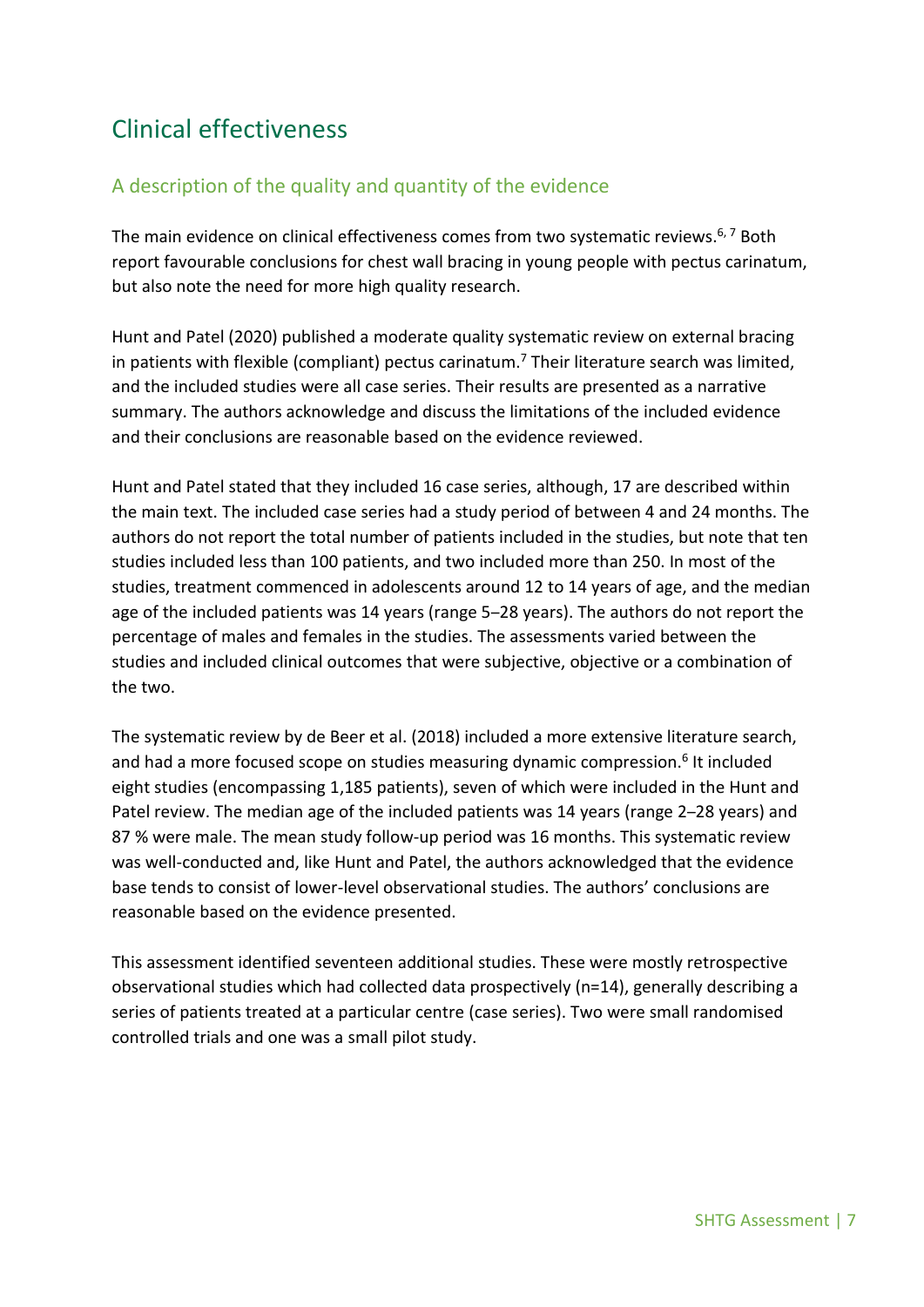# Clinical effectiveness

## A description of the quality and quantity of the evidence

The main evidence on clinical effectiveness comes from two systematic reviews.[6, 7] Both report favourable conclusions for chest wall bracing in young people with pectus carinatum, but also note the need for more high quality research.

Hunt and Patel (2020) published a moderate quality systematic review on external bracing in patients with flexible (compliant) pectus carinatum.[7] Their literature search was limited, and the included studies were all case series. Their results are presented as a narrative summary. The authors acknowledge and discuss the limitations of the included evidence and their conclusions are reasonable based on the evidence reviewed.

Hunt and Patel stated that they included 16 case series, although, 17 are described within the main text. The included case series had a study period of between 4 and 24 months. The authors do not report the total number of patients included in the studies, but note that ten studies included less than 100 patients, and two included more than 250. In most of the studies, treatment commenced in adolescents around 12 to 14 years of age, and the median age of the included patients was 14 years (range 5–28 years). The authors do not report the percentage of males and females in the studies. The assessments varied between the studies and included clinical outcomes that were subjective, objective or a combination of the two.

The systematic review by de Beer et al. (2018) included a more extensive literature search, and had a more focused scope on studies measuring dynamic compression.[6] It included eight studies (encompassing 1,185 patients), seven of which were included in the Hunt and Patel review. The median age of the included patients was 14 years (range 2–28 years) and 87 % were male. The mean study follow-up period was 16 months. This systematic review was well-conducted and, like Hunt and Patel, the authors acknowledged that the evidence base tends to consist of lower-level observational studies. The authors' conclusions are reasonable based on the evidence presented.

This assessment identified seventeen additional studies. These were mostly retrospective observational studies which had collected data prospectively (n=14), generally describing a series of patients treated at a particular centre (case series). Two were small randomised controlled trials and one was a small pilot study.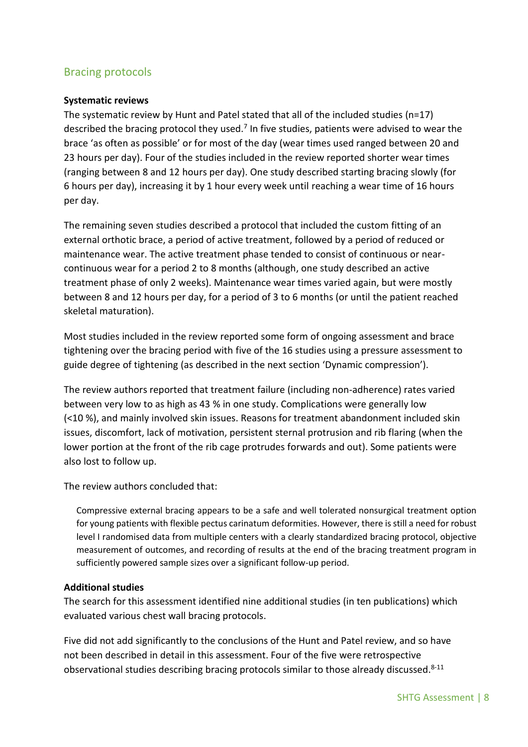## Bracing protocols

**Systematic reviews**

The systematic review by Hunt and Patel stated that all of the included studies (n=17) described the bracing protocol they used.[7] In five studies, patients were advised to wear the brace 'as often as possible' or for most of the day (wear times used ranged between 20 and 23 hours per day). Four of the studies included in the review reported shorter wear times (ranging between 8 and 12 hours per day). One study described starting bracing slowly (for 6 hours per day), increasing it by 1 hour every week until reaching a wear time of 16 hours per day.

The remaining seven studies described a protocol that included the custom fitting of an external orthotic brace, a period of active treatment, followed by a period of reduced or maintenance wear. The active treatment phase tended to consist of continuous or near-continuous wear for a period 2 to 8 months (although, one study described an active treatment phase of only 2 weeks). Maintenance wear times varied again, but were mostly between 8 and 12 hours per day, for a period of 3 to 6 months (or until the patient reached skeletal maturation).

Most studies included in the review reported some form of ongoing assessment and brace tightening over the bracing period with five of the 16 studies using a pressure assessment to guide degree of tightening (as described in the next section 'Dynamic compression').

The review authors reported that treatment failure (including non-adherence) rates varied between very low to as high as 43 % in one study. Complications were generally low (<10 %), and mainly involved skin issues. Reasons for treatment abandonment included skin issues, discomfort, lack of motivation, persistent sternal protrusion and rib flaring (when the lower portion at the front of the rib cage protrudes forwards and out). Some patients were also lost to follow up.

The review authors concluded that:

> Compressive external bracing appears to be a safe and well tolerated nonsurgical treatment option for young patients with flexible pectus carinatum deformities. However, there is still a need for robust level I randomised data from multiple centers with a clearly standardized bracing protocol, objective measurement of outcomes, and recording of results at the end of the bracing treatment program in sufficiently powered sample sizes over a significant follow-up period.

**Additional studies**

The search for this assessment identified nine additional studies (in ten publications) which evaluated various chest wall bracing protocols.

Five did not add significantly to the conclusions of the Hunt and Patel review, and so have not been described in detail in this assessment. Four of the five were retrospective observational studies describing bracing protocols similar to those already discussed.[8-11]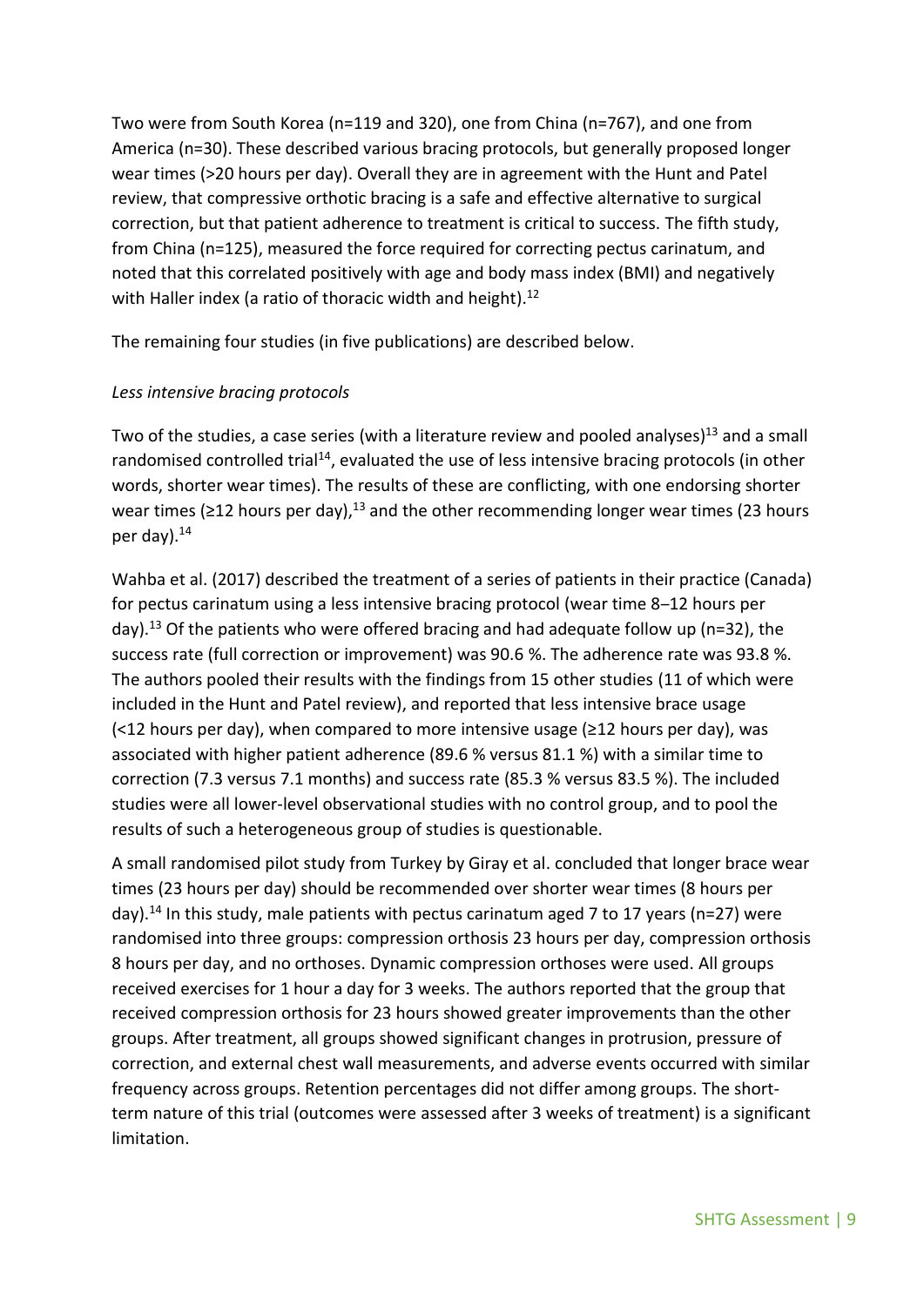Two were from South Korea (n=119 and 320), one from China (n=767), and one from America (n=30). These described various bracing protocols, but generally proposed longer wear times (>20 hours per day). Overall they are in agreement with the Hunt and Patel review, that compressive orthotic bracing is a safe and effective alternative to surgical correction, but that patient adherence to treatment is critical to success. The fifth study, from China (n=125), measured the force required for correcting pectus carinatum, and noted that this correlated positively with age and body mass index (BMI) and negatively with Haller index (a ratio of thoracic width and height).[12]

The remaining four studies (in five publications) are described below.

*Less intensive bracing protocols*

Two of the studies, a case series (with a literature review and pooled analyses)[13] and a small randomised controlled trial[14], evaluated the use of less intensive bracing protocols (in other words, shorter wear times). The results of these are conflicting, with one endorsing shorter wear times (≥12 hours per day),[13] and the other recommending longer wear times (23 hours per day).[14]

Wahba et al. (2017) described the treatment of a series of patients in their practice (Canada) for pectus carinatum using a less intensive bracing protocol (wear time 8–12 hours per day).[13] Of the patients who were offered bracing and had adequate follow up (n=32), the success rate (full correction or improvement) was 90.6 %. The adherence rate was 93.8 %. The authors pooled their results with the findings from 15 other studies (11 of which were included in the Hunt and Patel review), and reported that less intensive brace usage (<12 hours per day), when compared to more intensive usage (≥12 hours per day), was associated with higher patient adherence (89.6 % versus 81.1 %) with a similar time to correction (7.3 versus 7.1 months) and success rate (85.3 % versus 83.5 %). The included studies were all lower-level observational studies with no control group, and to pool the results of such a heterogeneous group of studies is questionable.

A small randomised pilot study from Turkey by Giray et al. concluded that longer brace wear times (23 hours per day) should be recommended over shorter wear times (8 hours per day).[14] In this study, male patients with pectus carinatum aged 7 to 17 years (n=27) were randomised into three groups: compression orthosis 23 hours per day, compression orthosis 8 hours per day, and no orthoses. Dynamic compression orthoses were used. All groups received exercises for 1 hour a day for 3 weeks. The authors reported that the group that received compression orthosis for 23 hours showed greater improvements than the other groups. After treatment, all groups showed significant changes in protrusion, pressure of correction, and external chest wall measurements, and adverse events occurred with similar frequency across groups. Retention percentages did not differ among groups. The short-term nature of this trial (outcomes were assessed after 3 weeks of treatment) is a significant limitation.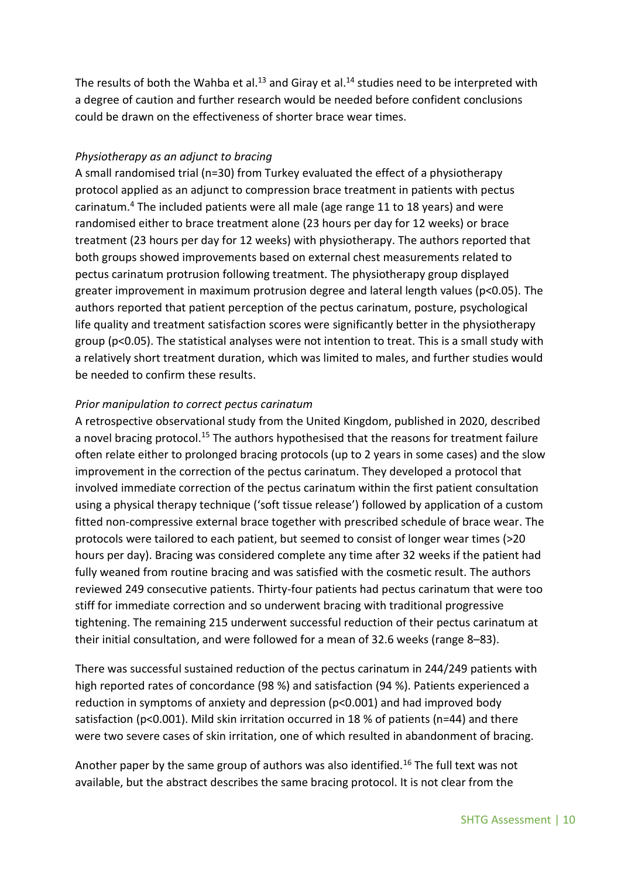The results of both the Wahba et al.[13] and Giray et al.[14] studies need to be interpreted with a degree of caution and further research would be needed before confident conclusions could be drawn on the effectiveness of shorter brace wear times.

*Physiotherapy as an adjunct to bracing*

A small randomised trial (n=30) from Turkey evaluated the effect of a physiotherapy protocol applied as an adjunct to compression brace treatment in patients with pectus carinatum.[4] The included patients were all male (age range 11 to 18 years) and were randomised either to brace treatment alone (23 hours per day for 12 weeks) or brace treatment (23 hours per day for 12 weeks) with physiotherapy. The authors reported that both groups showed improvements based on external chest measurements related to pectus carinatum protrusion following treatment. The physiotherapy group displayed greater improvement in maximum protrusion degree and lateral length values ($p<0.05$). The authors reported that patient perception of the pectus carinatum, posture, psychological life quality and treatment satisfaction scores were significantly better in the physiotherapy group ($p<0.05$). The statistical analyses were not intention to treat. This is a small study with a relatively short treatment duration, which was limited to males, and further studies would be needed to confirm these results.

*Prior manipulation to correct pectus carinatum*

A retrospective observational study from the United Kingdom, published in 2020, described a novel bracing protocol.[15] The authors hypothesised that the reasons for treatment failure often relate either to prolonged bracing protocols (up to 2 years in some cases) and the slow improvement in the correction of the pectus carinatum. They developed a protocol that involved immediate correction of the pectus carinatum within the first patient consultation using a physical therapy technique ('soft tissue release') followed by application of a custom fitted non-compressive external brace together with prescribed schedule of brace wear. The protocols were tailored to each patient, but seemed to consist of longer wear times (>20 hours per day). Bracing was considered complete any time after 32 weeks if the patient had fully weaned from routine bracing and was satisfied with the cosmetic result. The authors reviewed 249 consecutive patients. Thirty-four patients had pectus carinatum that were too stiff for immediate correction and so underwent bracing with traditional progressive tightening. The remaining 215 underwent successful reduction of their pectus carinatum at their initial consultation, and were followed for a mean of 32.6 weeks (range 8–83).

There was successful sustained reduction of the pectus carinatum in 244/249 patients with high reported rates of concordance (98 %) and satisfaction (94 %). Patients experienced a reduction in symptoms of anxiety and depression ($p<0.001$) and had improved body satisfaction ($p<0.001$). Mild skin irritation occurred in 18 % of patients (n=44) and there were two severe cases of skin irritation, one of which resulted in abandonment of bracing.

Another paper by the same group of authors was also identified.[16] The full text was not available, but the abstract describes the same bracing protocol. It is not clear from the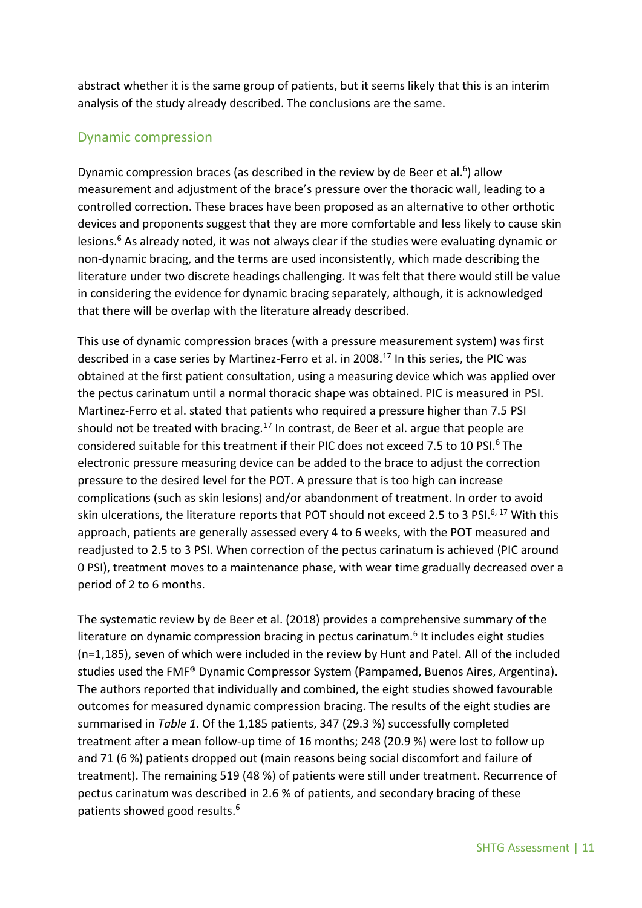abstract whether it is the same group of patients, but it seems likely that this is an interim analysis of the study already described. The conclusions are the same.

## Dynamic compression

Dynamic compression braces (as described in the review by de Beer et al.[6]) allow measurement and adjustment of the brace's pressure over the thoracic wall, leading to a controlled correction. These braces have been proposed as an alternative to other orthotic devices and proponents suggest that they are more comfortable and less likely to cause skin lesions.[6] As already noted, it was not always clear if the studies were evaluating dynamic or non-dynamic bracing, and the terms are used inconsistently, which made describing the literature under two discrete headings challenging. It was felt that there would still be value in considering the evidence for dynamic bracing separately, although, it is acknowledged that there will be overlap with the literature already described.

This use of dynamic compression braces (with a pressure measurement system) was first described in a case series by Martinez-Ferro et al. in 2008.[17] In this series, the PIC was obtained at the first patient consultation, using a measuring device which was applied over the pectus carinatum until a normal thoracic shape was obtained. PIC is measured in PSI. Martinez-Ferro et al. stated that patients who required a pressure higher than 7.5 PSI should not be treated with bracing.[17] In contrast, de Beer et al. argue that people are considered suitable for this treatment if their PIC does not exceed 7.5 to 10 PSI.[6] The electronic pressure measuring device can be added to the brace to adjust the correction pressure to the desired level for the POT. A pressure that is too high can increase complications (such as skin lesions) and/or abandonment of treatment. In order to avoid skin ulcerations, the literature reports that POT should not exceed 2.5 to 3 PSI.[6, 17] With this approach, patients are generally assessed every 4 to 6 weeks, with the POT measured and readjusted to 2.5 to 3 PSI. When correction of the pectus carinatum is achieved (PIC around 0 PSI), treatment moves to a maintenance phase, with wear time gradually decreased over a period of 2 to 6 months.

The systematic review by de Beer et al. (2018) provides a comprehensive summary of the literature on dynamic compression bracing in pectus carinatum.[6] It includes eight studies (n=1,185), seven of which were included in the review by Hunt and Patel. All of the included studies used the FMF® Dynamic Compressor System (Pampamed, Buenos Aires, Argentina). The authors reported that individually and combined, the eight studies showed favourable outcomes for measured dynamic compression bracing. The results of the eight studies are summarised in *Table 1*. Of the 1,185 patients, 347 (29.3 %) successfully completed treatment after a mean follow-up time of 16 months; 248 (20.9 %) were lost to follow up and 71 (6 %) patients dropped out (main reasons being social discomfort and failure of treatment). The remaining 519 (48 %) of patients were still under treatment. Recurrence of pectus carinatum was described in 2.6 % of patients, and secondary bracing of these patients showed good results.[6]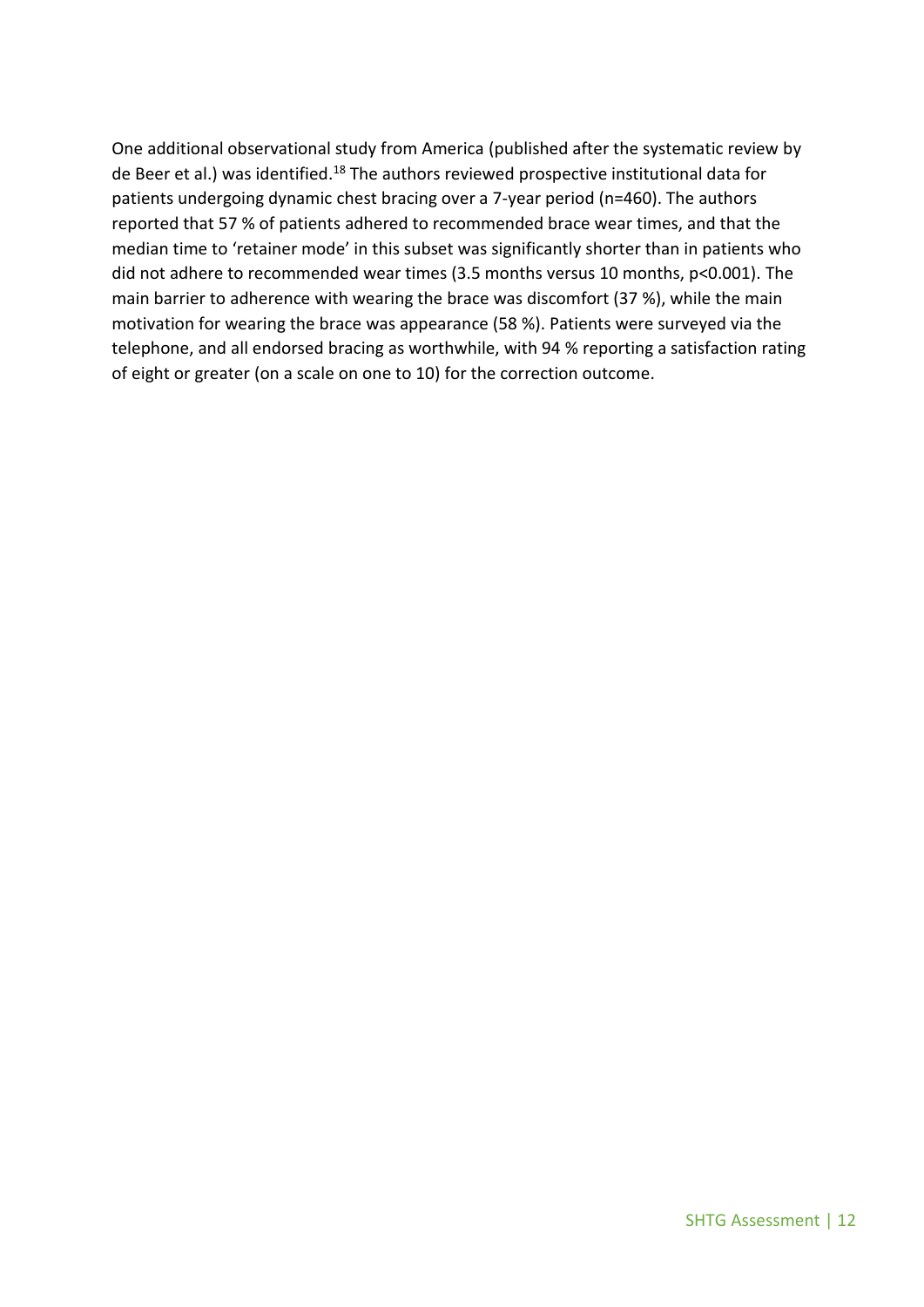One additional observational study from America (published after the systematic review by de Beer et al.) was identified.[18] The authors reviewed prospective institutional data for patients undergoing dynamic chest bracing over a 7-year period (n=460). The authors reported that 57 % of patients adhered to recommended brace wear times, and that the median time to 'retainer mode' in this subset was significantly shorter than in patients who did not adhere to recommended wear times (3.5 months versus 10 months, $p<0.001$). The main barrier to adherence with wearing the brace was discomfort (37 %), while the main motivation for wearing the brace was appearance (58 %). Patients were surveyed via the telephone, and all endorsed bracing as worthwhile, with 94 % reporting a satisfaction rating of eight or greater (on a scale on one to 10) for the correction outcome.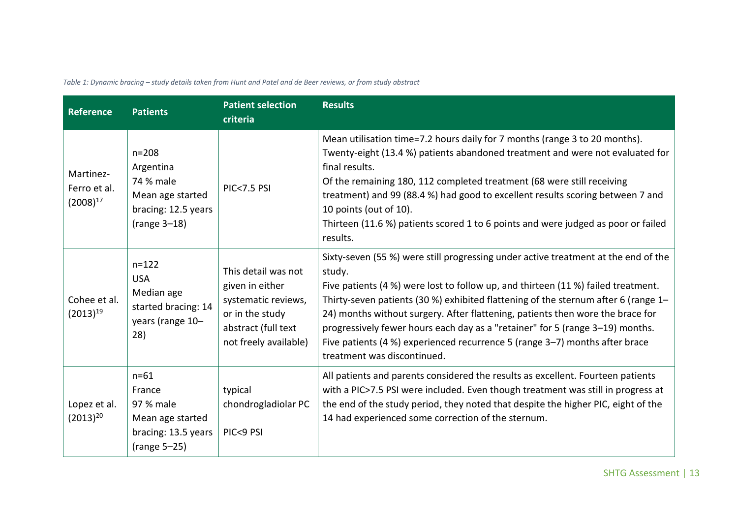*Table 1: Dynamic bracing – study details taken from Hunt and Patel and de Beer reviews, or from study abstract*

| Reference | Patients | Patient selection criteria | Results |
|---|---|---|---|
| Martinez-Ferro et al. (2008)[17] | n=208<br>Argentina<br>74 % male<br>Mean age started bracing: 12.5 years (range 3–18) | PIC<7.5 PSI | Mean utilisation time=7.2 hours daily for 7 months (range 3 to 20 months).<br>Twenty-eight (13.4 %) patients abandoned treatment and were not evaluated for final results.<br>Of the remaining 180, 112 completed treatment (68 were still receiving treatment) and 99 (88.4 %) had good to excellent results scoring between 7 and 10 points (out of 10).<br>Thirteen (11.6 %) patients scored 1 to 6 points and were judged as poor or failed results. |
| Cohee et al. (2013)[19] | n=122<br>USA<br>Median age started bracing: 14 years (range 10–28) | This detail was not given in either systematic reviews, or in the study abstract (full text not freely available) | Sixty-seven (55 %) were still progressing under active treatment at the end of the study.<br>Five patients (4 %) were lost to follow up, and thirteen (11 %) failed treatment.<br>Thirty-seven patients (30 %) exhibited flattening of the sternum after 6 (range 1–24) months without surgery. After flattening, patients then wore the brace for progressively fewer hours each day as a "retainer" for 5 (range 3–19) months.<br>Five patients (4 %) experienced recurrence 5 (range 3–7) months after brace treatment was discontinued. |
| Lopez et al. (2013)[20] | n=61<br>France<br>97 % male<br>Mean age started bracing: 13.5 years (range 5–25) | typical chondrogladiolar PC<br><br>PIC<9 PSI | All patients and parents considered the results as excellent. Fourteen patients with a PIC>7.5 PSI were included. Even though treatment was still in progress at the end of the study period, they noted that despite the higher PIC, eight of the 14 had experienced some correction of the sternum. |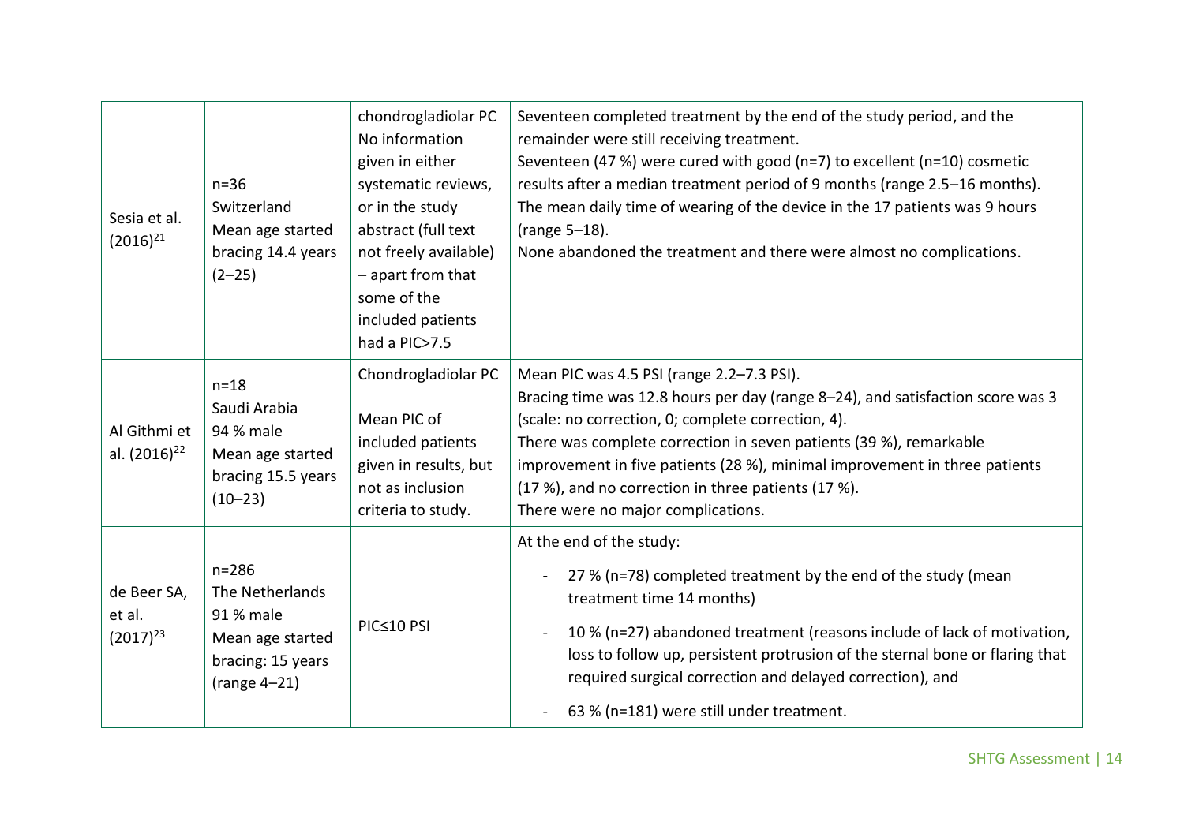| | | | |
|---|---|---|---|
| Sesia et al. (2016)[21] | n=36<br>Switzerland<br>Mean age started bracing 14.4 years (2–25) | chondrogladiolar PC<br>No information given in either systematic reviews, or in the study abstract (full text not freely available) – apart from that some of the included patients had a PIC>7.5 | Seventeen completed treatment by the end of the study period, and the remainder were still receiving treatment.<br>Seventeen (47 %) were cured with good (n=7) to excellent (n=10) cosmetic results after a median treatment period of 9 months (range 2.5–16 months).<br>The mean daily time of wearing of the device in the 17 patients was 9 hours (range 5–18).<br>None abandoned the treatment and there were almost no complications. |
| Al Githmi et al. (2016)[22] | n=18<br>Saudi Arabia<br>94 % male<br>Mean age started bracing 15.5 years (10–23) | Chondrogladiolar PC<br><br>Mean PIC of included patients given in results, but not as inclusion criteria to study. | Mean PIC was 4.5 PSI (range 2.2–7.3 PSI).<br>Bracing time was 12.8 hours per day (range 8–24), and satisfaction score was 3 (scale: no correction, 0; complete correction, 4).<br>There was complete correction in seven patients (39 %), remarkable improvement in five patients (28 %), minimal improvement in three patients (17 %), and no correction in three patients (17 %).<br>There were no major complications. |
| de Beer SA, et al. (2017)[23] | n=286<br>The Netherlands<br>91 % male<br>Mean age started bracing: 15 years (range 4–21) | PIC≤10 PSI | At the end of the study:<br>- 27 % (n=78) completed treatment by the end of the study (mean treatment time 14 months)<br>- 10 % (n=27) abandoned treatment (reasons include of lack of motivation, loss to follow up, persistent protrusion of the sternal bone or flaring that required surgical correction and delayed correction), and<br>- 63 % (n=181) were still under treatment. |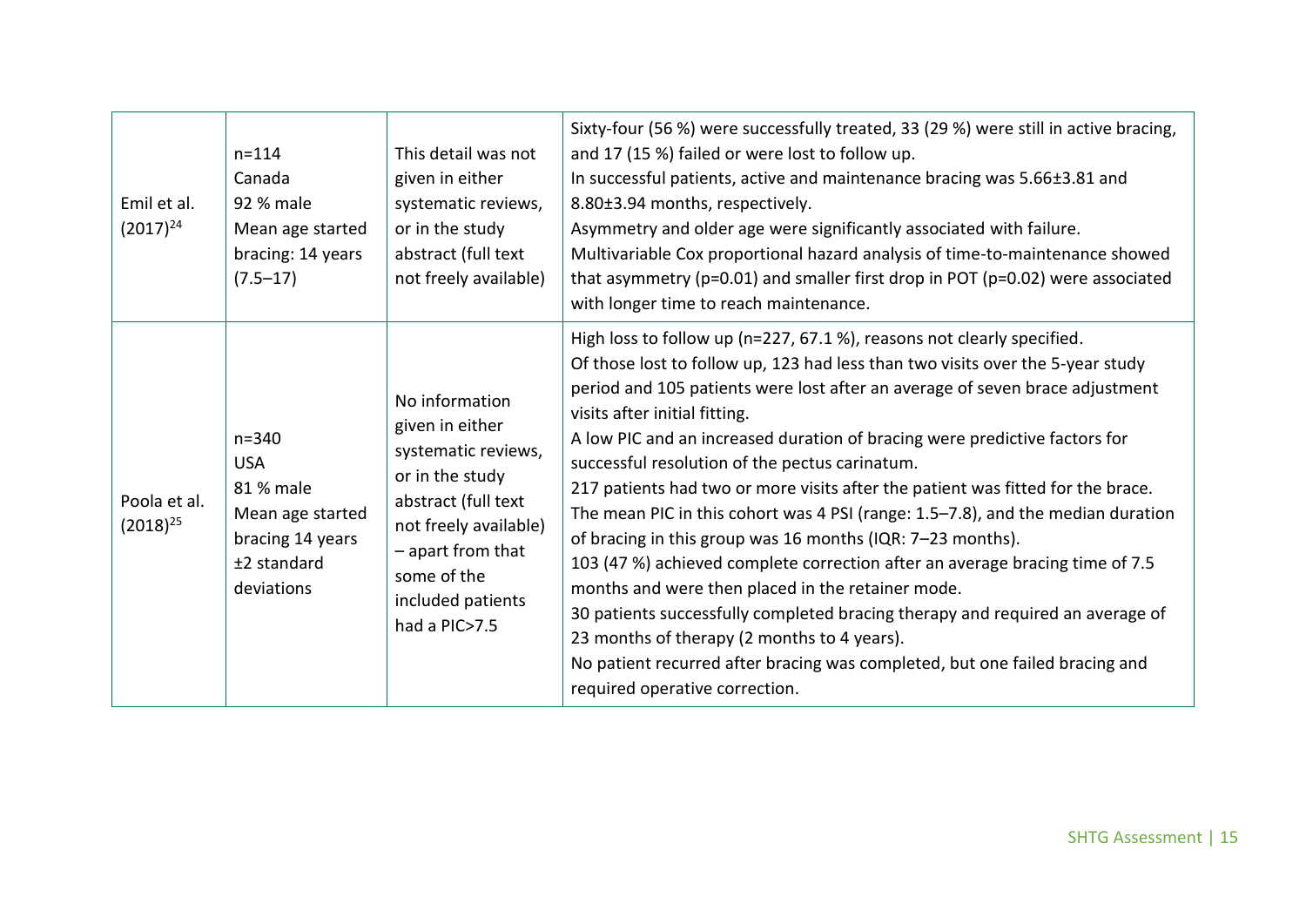| | | | |
|---|---|---|---|
| Emil et al. (2017)[24] | n=114<br>Canada<br>92 % male<br>Mean age started bracing: 14 years (7.5–17) | This detail was not given in either systematic reviews, or in the study abstract (full text not freely available) | Sixty-four (56 %) were successfully treated, 33 (29 %) were still in active bracing, and 17 (15 %) failed or were lost to follow up.<br>In successful patients, active and maintenance bracing was 5.66±3.81 and 8.80±3.94 months, respectively.<br>Asymmetry and older age were significantly associated with failure.<br>Multivariable Cox proportional hazard analysis of time-to-maintenance showed that asymmetry (p=0.01) and smaller first drop in POT (p=0.02) were associated with longer time to reach maintenance. |
| Poola et al. (2018)[25] | n=340<br>USA<br>81 % male<br>Mean age started bracing 14 years ±2 standard deviations | No information given in either systematic reviews, or in the study abstract (full text not freely available) – apart from that some of the included patients had a PIC>7.5 | High loss to follow up (n=227, 67.1 %), reasons not clearly specified.<br>Of those lost to follow up, 123 had less than two visits over the 5-year study period and 105 patients were lost after an average of seven brace adjustment visits after initial fitting.<br>A low PIC and an increased duration of bracing were predictive factors for successful resolution of the pectus carinatum.<br>217 patients had two or more visits after the patient was fitted for the brace. The mean PIC in this cohort was 4 PSI (range: 1.5–7.8), and the median duration of bracing in this group was 16 months (IQR: 7–23 months).<br>103 (47 %) achieved complete correction after an average bracing time of 7.5 months and were then placed in the retainer mode.<br>30 patients successfully completed bracing therapy and required an average of 23 months of therapy (2 months to 4 years).<br>No patient recurred after bracing was completed, but one failed bracing and required operative correction. |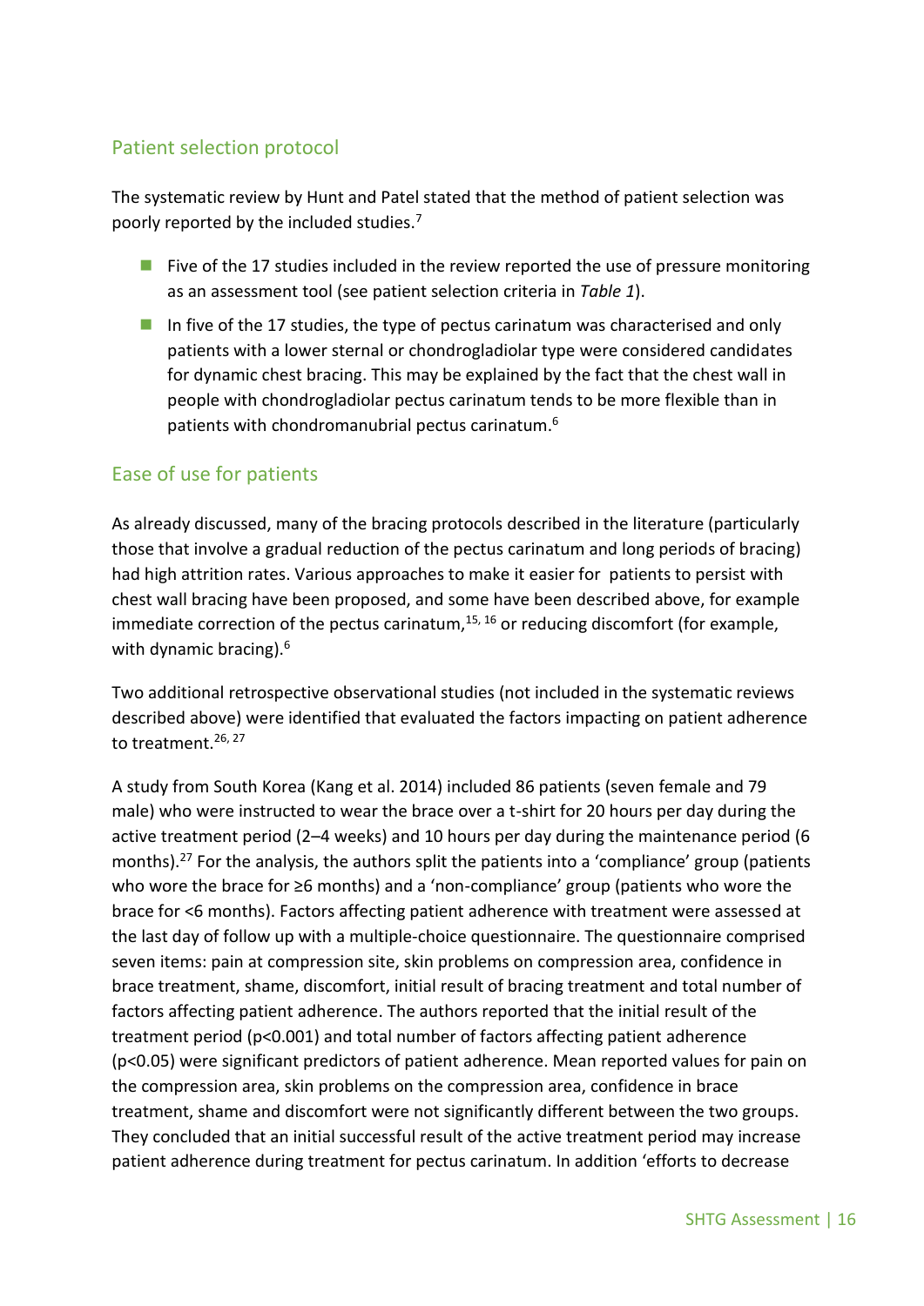## Patient selection protocol

The systematic review by Hunt and Patel stated that the method of patient selection was poorly reported by the included studies.[7]

- Five of the 17 studies included in the review reported the use of pressure monitoring as an assessment tool (see patient selection criteria in *Table 1*).
- In five of the 17 studies, the type of pectus carinatum was characterised and only patients with a lower sternal or chondrogladiolar type were considered candidates for dynamic chest bracing. This may be explained by the fact that the chest wall in people with chondrogladiolar pectus carinatum tends to be more flexible than in patients with chondromanubrial pectus carinatum.[6]

## Ease of use for patients

As already discussed, many of the bracing protocols described in the literature (particularly those that involve a gradual reduction of the pectus carinatum and long periods of bracing) had high attrition rates. Various approaches to make it easier for patients to persist with chest wall bracing have been proposed, and some have been described above, for example immediate correction of the pectus carinatum,[15, 16] or reducing discomfort (for example, with dynamic bracing).[6]

Two additional retrospective observational studies (not included in the systematic reviews described above) were identified that evaluated the factors impacting on patient adherence to treatment.[26, 27]

A study from South Korea (Kang et al. 2014) included 86 patients (seven female and 79 male) who were instructed to wear the brace over a t-shirt for 20 hours per day during the active treatment period (2–4 weeks) and 10 hours per day during the maintenance period (6 months).[27] For the analysis, the authors split the patients into a 'compliance' group (patients who wore the brace for ≥6 months) and a 'non-compliance' group (patients who wore the brace for <6 months). Factors affecting patient adherence with treatment were assessed at the last day of follow up with a multiple-choice questionnaire. The questionnaire comprised seven items: pain at compression site, skin problems on compression area, confidence in brace treatment, shame, discomfort, initial result of bracing treatment and total number of factors affecting patient adherence. The authors reported that the initial result of the treatment period ($p<0.001$) and total number of factors affecting patient adherence ($p<0.05$) were significant predictors of patient adherence. Mean reported values for pain on the compression area, skin problems on the compression area, confidence in brace treatment, shame and discomfort were not significantly different between the two groups. They concluded that an initial successful result of the active treatment period may increase patient adherence during treatment for pectus carinatum. In addition 'efforts to decrease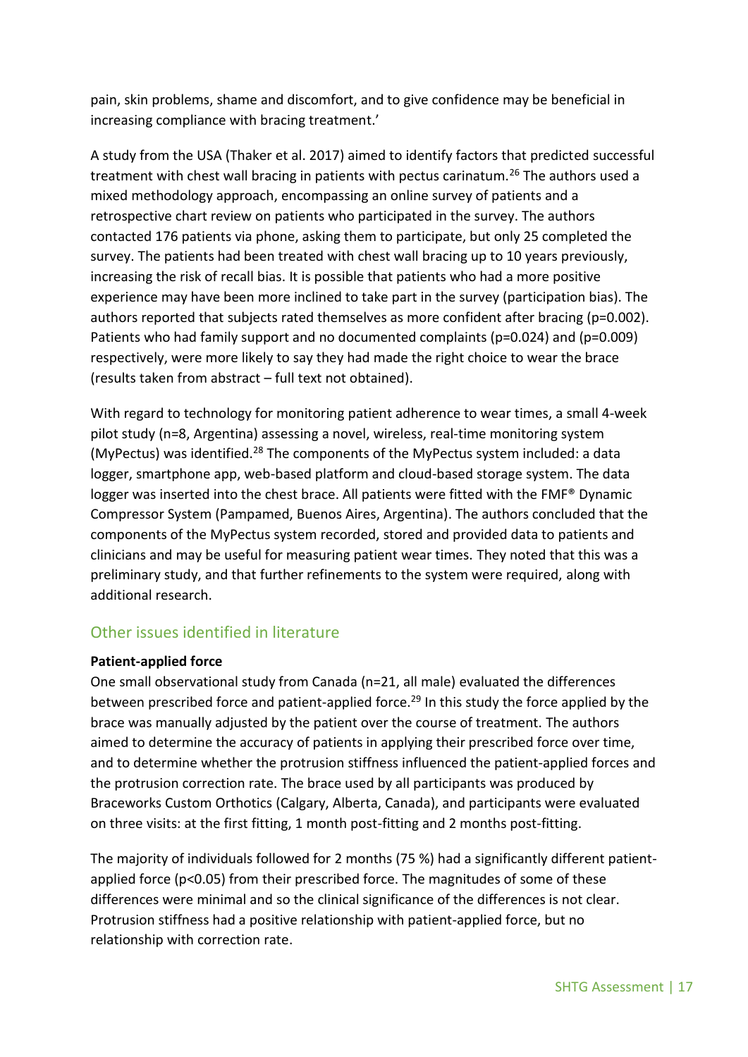pain, skin problems, shame and discomfort, and to give confidence may be beneficial in increasing compliance with bracing treatment.'

A study from the USA (Thaker et al. 2017) aimed to identify factors that predicted successful treatment with chest wall bracing in patients with pectus carinatum.[26] The authors used a mixed methodology approach, encompassing an online survey of patients and a retrospective chart review on patients who participated in the survey. The authors contacted 176 patients via phone, asking them to participate, but only 25 completed the survey. The patients had been treated with chest wall bracing up to 10 years previously, increasing the risk of recall bias. It is possible that patients who had a more positive experience may have been more inclined to take part in the survey (participation bias). The authors reported that subjects rated themselves as more confident after bracing ($p=0.002$). Patients who had family support and no documented complaints ($p=0.024$) and ($p=0.009$) respectively, were more likely to say they had made the right choice to wear the brace (results taken from abstract – full text not obtained).

With regard to technology for monitoring patient adherence to wear times, a small 4-week pilot study (n=8, Argentina) assessing a novel, wireless, real-time monitoring system (MyPectus) was identified.[28] The components of the MyPectus system included: a data logger, smartphone app, web-based platform and cloud-based storage system. The data logger was inserted into the chest brace. All patients were fitted with the FMF® Dynamic Compressor System (Pampamed, Buenos Aires, Argentina). The authors concluded that the components of the MyPectus system recorded, stored and provided data to patients and clinicians and may be useful for measuring patient wear times. They noted that this was a preliminary study, and that further refinements to the system were required, along with additional research.

## Other issues identified in literature

**Patient-applied force**

One small observational study from Canada (n=21, all male) evaluated the differences between prescribed force and patient-applied force.[29] In this study the force applied by the brace was manually adjusted by the patient over the course of treatment. The authors aimed to determine the accuracy of patients in applying their prescribed force over time, and to determine whether the protrusion stiffness influenced the patient-applied forces and the protrusion correction rate. The brace used by all participants was produced by Braceworks Custom Orthotics (Calgary, Alberta, Canada), and participants were evaluated on three visits: at the first fitting, 1 month post-fitting and 2 months post-fitting.

The majority of individuals followed for 2 months (75 %) had a significantly different patient-applied force ($p<0.05$) from their prescribed force. The magnitudes of some of these differences were minimal and so the clinical significance of the differences is not clear. Protrusion stiffness had a positive relationship with patient-applied force, but no relationship with correction rate.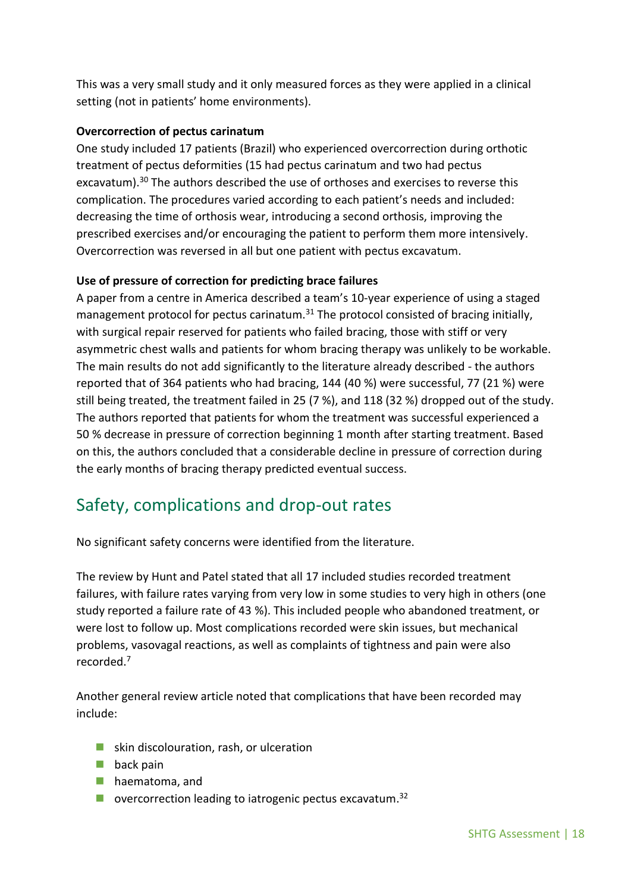This was a very small study and it only measured forces as they were applied in a clinical setting (not in patients' home environments).

**Overcorrection of pectus carinatum**

One study included 17 patients (Brazil) who experienced overcorrection during orthotic treatment of pectus deformities (15 had pectus carinatum and two had pectus excavatum).[30] The authors described the use of orthoses and exercises to reverse this complication. The procedures varied according to each patient's needs and included: decreasing the time of orthosis wear, introducing a second orthosis, improving the prescribed exercises and/or encouraging the patient to perform them more intensively. Overcorrection was reversed in all but one patient with pectus excavatum.

**Use of pressure of correction for predicting brace failures**

A paper from a centre in America described a team's 10-year experience of using a staged management protocol for pectus carinatum.[31] The protocol consisted of bracing initially, with surgical repair reserved for patients who failed bracing, those with stiff or very asymmetric chest walls and patients for whom bracing therapy was unlikely to be workable. The main results do not add significantly to the literature already described - the authors reported that of 364 patients who had bracing, 144 (40 %) were successful, 77 (21 %) were still being treated, the treatment failed in 25 (7 %), and 118 (32 %) dropped out of the study. The authors reported that patients for whom the treatment was successful experienced a 50 % decrease in pressure of correction beginning 1 month after starting treatment. Based on this, the authors concluded that a considerable decline in pressure of correction during the early months of bracing therapy predicted eventual success.

## Safety, complications and drop-out rates

No significant safety concerns were identified from the literature.

The review by Hunt and Patel stated that all 17 included studies recorded treatment failures, with failure rates varying from very low in some studies to very high in others (one study reported a failure rate of 43 %). This included people who abandoned treatment, or were lost to follow up. Most complications recorded were skin issues, but mechanical problems, vasovagal reactions, as well as complaints of tightness and pain were also recorded.[7]

Another general review article noted that complications that have been recorded may include:

- skin discolouration, rash, or ulceration
- back pain
- haematoma, and
- overcorrection leading to iatrogenic pectus excavatum.[32]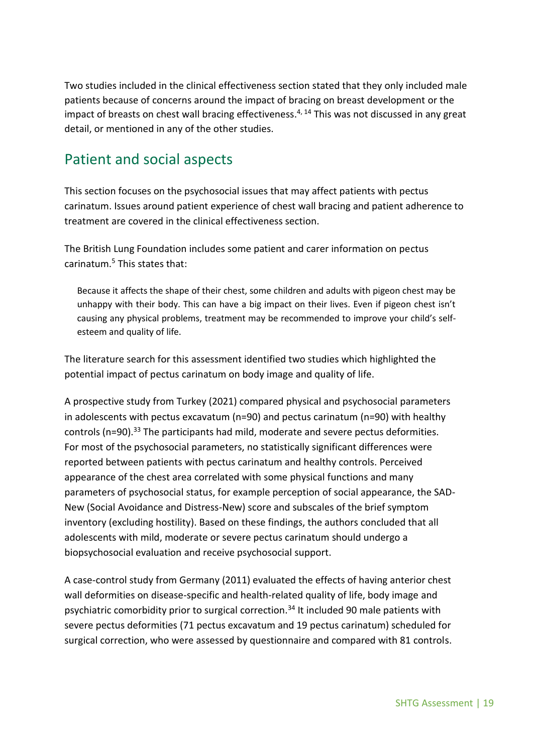Two studies included in the clinical effectiveness section stated that they only included male patients because of concerns around the impact of bracing on breast development or the impact of breasts on chest wall bracing effectiveness.[4, 14] This was not discussed in any great detail, or mentioned in any of the other studies.

## Patient and social aspects

This section focuses on the psychosocial issues that may affect patients with pectus carinatum. Issues around patient experience of chest wall bracing and patient adherence to treatment are covered in the clinical effectiveness section.

The British Lung Foundation includes some patient and carer information on pectus carinatum.[5] This states that:

> Because it affects the shape of their chest, some children and adults with pigeon chest may be unhappy with their body. This can have a big impact on their lives. Even if pigeon chest isn't causing any physical problems, treatment may be recommended to improve your child's self-esteem and quality of life.

The literature search for this assessment identified two studies which highlighted the potential impact of pectus carinatum on body image and quality of life.

A prospective study from Turkey (2021) compared physical and psychosocial parameters in adolescents with pectus excavatum (n=90) and pectus carinatum (n=90) with healthy controls (n=90).[33] The participants had mild, moderate and severe pectus deformities. For most of the psychosocial parameters, no statistically significant differences were reported between patients with pectus carinatum and healthy controls. Perceived appearance of the chest area correlated with some physical functions and many parameters of psychosocial status, for example perception of social appearance, the SAD-New (Social Avoidance and Distress-New) score and subscales of the brief symptom inventory (excluding hostility). Based on these findings, the authors concluded that all adolescents with mild, moderate or severe pectus carinatum should undergo a biopsychosocial evaluation and receive psychosocial support.

A case-control study from Germany (2011) evaluated the effects of having anterior chest wall deformities on disease-specific and health-related quality of life, body image and psychiatric comorbidity prior to surgical correction.[34] It included 90 male patients with severe pectus deformities (71 pectus excavatum and 19 pectus carinatum) scheduled for surgical correction, who were assessed by questionnaire and compared with 81 controls.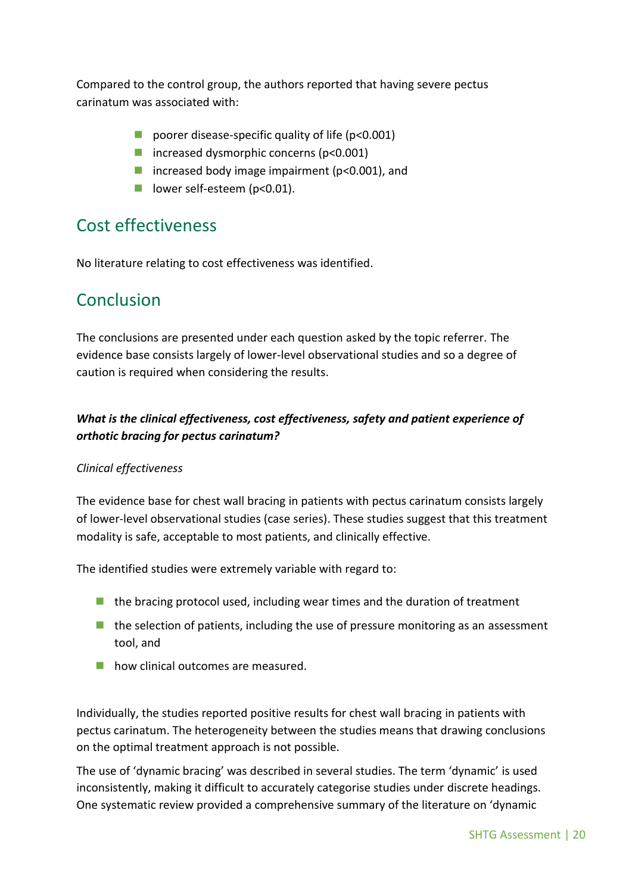Compared to the control group, the authors reported that having severe pectus carinatum was associated with:

- poorer disease-specific quality of life ($p<0.001$)
- increased dysmorphic concerns ($p<0.001$)
- increased body image impairment ($p<0.001$), and
- lower self-esteem ($p<0.01$).

## Cost effectiveness

No literature relating to cost effectiveness was identified.

## Conclusion

The conclusions are presented under each question asked by the topic referrer. The evidence base consists largely of lower-level observational studies and so a degree of caution is required when considering the results.

***What is the clinical effectiveness, cost effectiveness, safety and patient experience of orthotic bracing for pectus carinatum?***

*Clinical effectiveness*

The evidence base for chest wall bracing in patients with pectus carinatum consists largely of lower-level observational studies (case series). These studies suggest that this treatment modality is safe, acceptable to most patients, and clinically effective.

The identified studies were extremely variable with regard to:

- the bracing protocol used, including wear times and the duration of treatment
- the selection of patients, including the use of pressure monitoring as an assessment tool, and
- how clinical outcomes are measured.

Individually, the studies reported positive results for chest wall bracing in patients with pectus carinatum. The heterogeneity between the studies means that drawing conclusions on the optimal treatment approach is not possible.

The use of 'dynamic bracing' was described in several studies. The term 'dynamic' is used inconsistently, making it difficult to accurately categorise studies under discrete headings. One systematic review provided a comprehensive summary of the literature on 'dynamic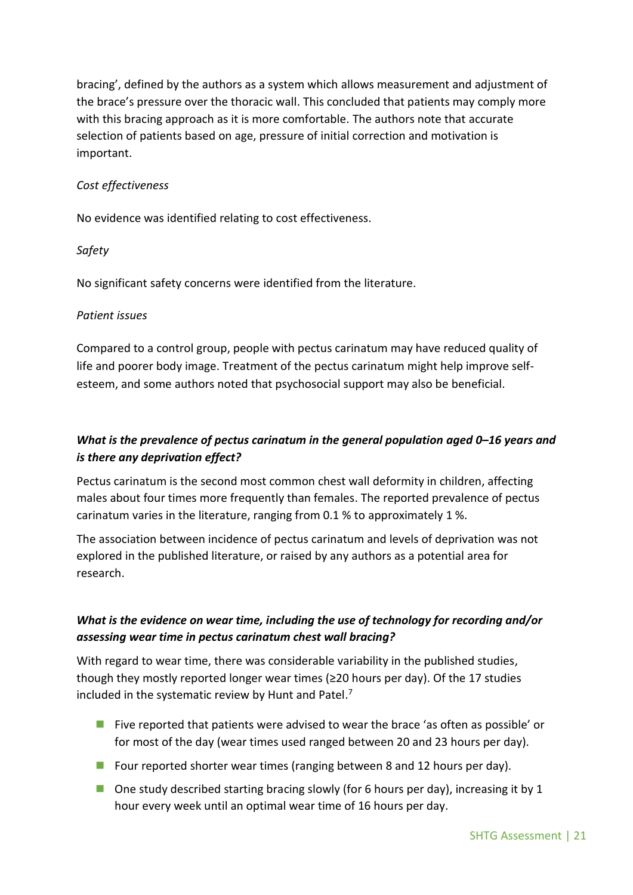bracing', defined by the authors as a system which allows measurement and adjustment of the brace's pressure over the thoracic wall. This concluded that patients may comply more with this bracing approach as it is more comfortable. The authors note that accurate selection of patients based on age, pressure of initial correction and motivation is important.

*Cost effectiveness*

No evidence was identified relating to cost effectiveness.

*Safety*

No significant safety concerns were identified from the literature.

*Patient issues*

Compared to a control group, people with pectus carinatum may have reduced quality of life and poorer body image. Treatment of the pectus carinatum might help improve self-esteem, and some authors noted that psychosocial support may also be beneficial.

### *What is the prevalence of pectus carinatum in the general population aged 0–16 years and is there any deprivation effect?*

Pectus carinatum is the second most common chest wall deformity in children, affecting males about four times more frequently than females. The reported prevalence of pectus carinatum varies in the literature, ranging from 0.1 % to approximately 1 %.

The association between incidence of pectus carinatum and levels of deprivation was not explored in the published literature, or raised by any authors as a potential area for research.

### *What is the evidence on wear time, including the use of technology for recording and/or assessing wear time in pectus carinatum chest wall bracing?*

With regard to wear time, there was considerable variability in the published studies, though they mostly reported longer wear times (≥20 hours per day). Of the 17 studies included in the systematic review by Hunt and Patel.[7]

- Five reported that patients were advised to wear the brace 'as often as possible' or for most of the day (wear times used ranged between 20 and 23 hours per day).
- Four reported shorter wear times (ranging between 8 and 12 hours per day).
- One study described starting bracing slowly (for 6 hours per day), increasing it by 1 hour every week until an optimal wear time of 16 hours per day.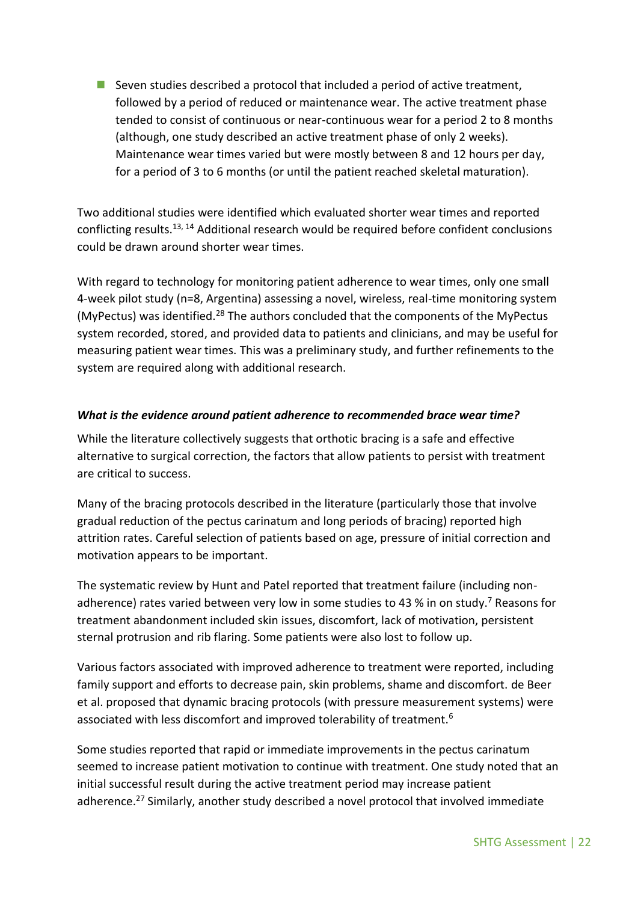- Seven studies described a protocol that included a period of active treatment, followed by a period of reduced or maintenance wear. The active treatment phase tended to consist of continuous or near-continuous wear for a period 2 to 8 months (although, one study described an active treatment phase of only 2 weeks). Maintenance wear times varied but were mostly between 8 and 12 hours per day, for a period of 3 to 6 months (or until the patient reached skeletal maturation).

Two additional studies were identified which evaluated shorter wear times and reported conflicting results.[13, 14] Additional research would be required before confident conclusions could be drawn around shorter wear times.

With regard to technology for monitoring patient adherence to wear times, only one small 4-week pilot study (n=8, Argentina) assessing a novel, wireless, real-time monitoring system (MyPectus) was identified.[28] The authors concluded that the components of the MyPectus system recorded, stored, and provided data to patients and clinicians, and may be useful for measuring patient wear times. This was a preliminary study, and further refinements to the system are required along with additional research.

***What is the evidence around patient adherence to recommended brace wear time?***

While the literature collectively suggests that orthotic bracing is a safe and effective alternative to surgical correction, the factors that allow patients to persist with treatment are critical to success.

Many of the bracing protocols described in the literature (particularly those that involve gradual reduction of the pectus carinatum and long periods of bracing) reported high attrition rates. Careful selection of patients based on age, pressure of initial correction and motivation appears to be important.

The systematic review by Hunt and Patel reported that treatment failure (including non-adherence) rates varied between very low in some studies to 43 % in on study.[7] Reasons for treatment abandonment included skin issues, discomfort, lack of motivation, persistent sternal protrusion and rib flaring. Some patients were also lost to follow up.

Various factors associated with improved adherence to treatment were reported, including family support and efforts to decrease pain, skin problems, shame and discomfort. de Beer et al. proposed that dynamic bracing protocols (with pressure measurement systems) were associated with less discomfort and improved tolerability of treatment.[6]

Some studies reported that rapid or immediate improvements in the pectus carinatum seemed to increase patient motivation to continue with treatment. One study noted that an initial successful result during the active treatment period may increase patient adherence.[27] Similarly, another study described a novel protocol that involved immediate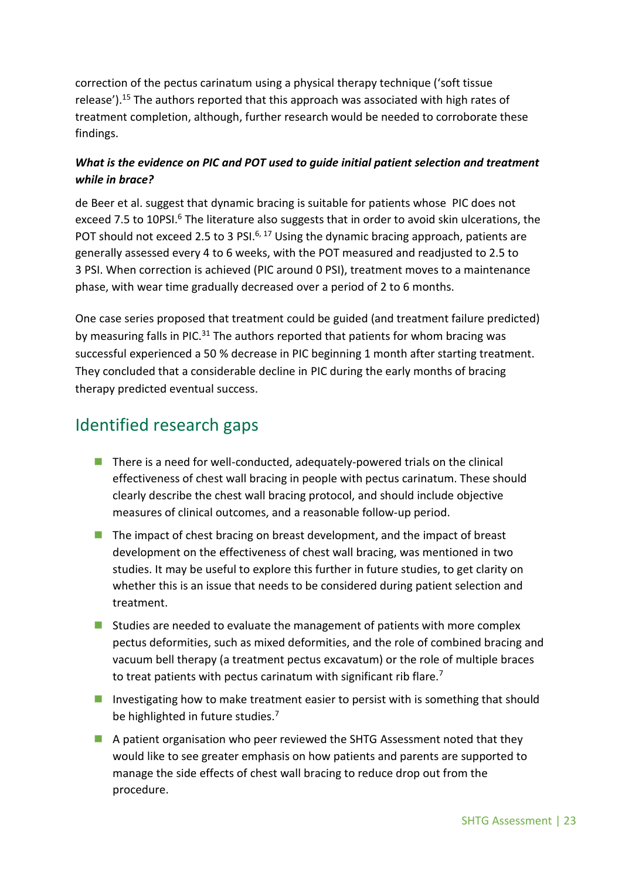correction of the pectus carinatum using a physical therapy technique ('soft tissue release').[15] The authors reported that this approach was associated with high rates of treatment completion, although, further research would be needed to corroborate these findings.

***What is the evidence on PIC and POT used to guide initial patient selection and treatment while in brace?***

de Beer et al. suggest that dynamic bracing is suitable for patients whose PIC does not exceed 7.5 to 10PSI.[6] The literature also suggests that in order to avoid skin ulcerations, the POT should not exceed 2.5 to 3 PSI.[6, 17] Using the dynamic bracing approach, patients are generally assessed every 4 to 6 weeks, with the POT measured and readjusted to 2.5 to 3 PSI. When correction is achieved (PIC around 0 PSI), treatment moves to a maintenance phase, with wear time gradually decreased over a period of 2 to 6 months.

One case series proposed that treatment could be guided (and treatment failure predicted) by measuring falls in PIC.[31] The authors reported that patients for whom bracing was successful experienced a 50 % decrease in PIC beginning 1 month after starting treatment. They concluded that a considerable decline in PIC during the early months of bracing therapy predicted eventual success.

## Identified research gaps

- There is a need for well-conducted, adequately-powered trials on the clinical effectiveness of chest wall bracing in people with pectus carinatum. These should clearly describe the chest wall bracing protocol, and should include objective measures of clinical outcomes, and a reasonable follow-up period.
- The impact of chest bracing on breast development, and the impact of breast development on the effectiveness of chest wall bracing, was mentioned in two studies. It may be useful to explore this further in future studies, to get clarity on whether this is an issue that needs to be considered during patient selection and treatment.
- Studies are needed to evaluate the management of patients with more complex pectus deformities, such as mixed deformities, and the role of combined bracing and vacuum bell therapy (a treatment pectus excavatum) or the role of multiple braces to treat patients with pectus carinatum with significant rib flare.[7]
- Investigating how to make treatment easier to persist with is something that should be highlighted in future studies.[7]
- A patient organisation who peer reviewed the SHTG Assessment noted that they would like to see greater emphasis on how patients and parents are supported to manage the side effects of chest wall bracing to reduce drop out from the procedure.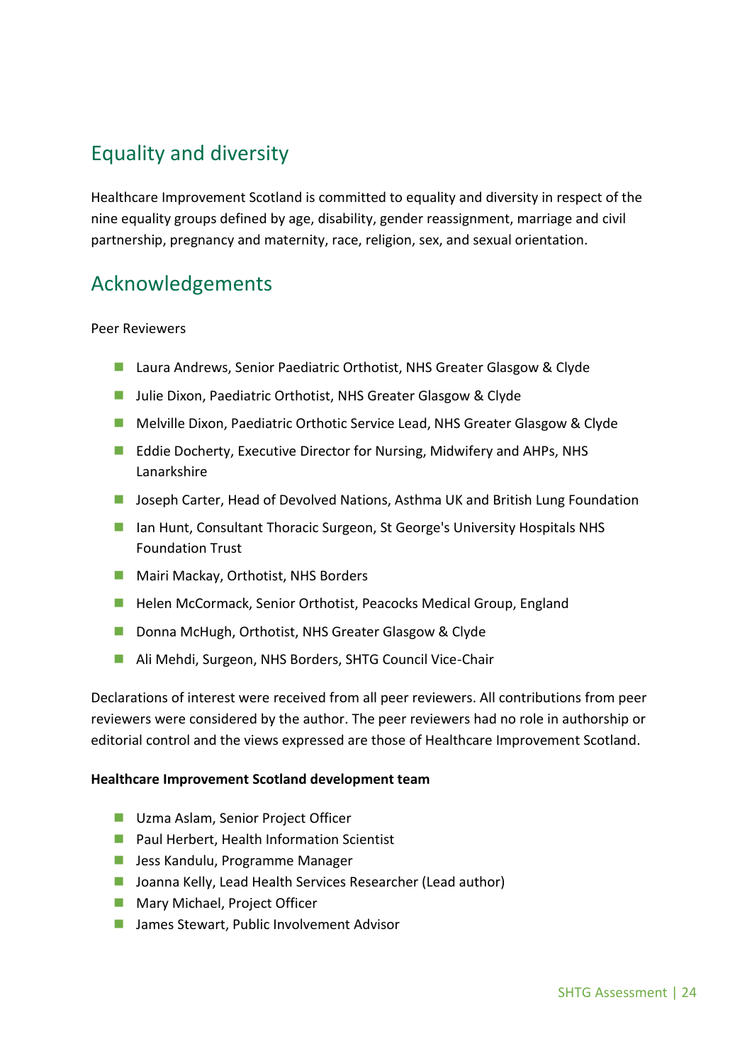## Equality and diversity

Healthcare Improvement Scotland is committed to equality and diversity in respect of the nine equality groups defined by age, disability, gender reassignment, marriage and civil partnership, pregnancy and maternity, race, religion, sex, and sexual orientation.

## Acknowledgements

Peer Reviewers

- Laura Andrews, Senior Paediatric Orthotist, NHS Greater Glasgow & Clyde
- Julie Dixon, Paediatric Orthotist, NHS Greater Glasgow & Clyde
- Melville Dixon, Paediatric Orthotic Service Lead, NHS Greater Glasgow & Clyde
- Eddie Docherty, Executive Director for Nursing, Midwifery and AHPs, NHS Lanarkshire
- Joseph Carter, Head of Devolved Nations, Asthma UK and British Lung Foundation
- Ian Hunt, Consultant Thoracic Surgeon, St George's University Hospitals NHS Foundation Trust
- Mairi Mackay, Orthotist, NHS Borders
- Helen McCormack, Senior Orthotist, Peacocks Medical Group, England
- Donna McHugh, Orthotist, NHS Greater Glasgow & Clyde
- Ali Mehdi, Surgeon, NHS Borders, SHTG Council Vice-Chair

Declarations of interest were received from all peer reviewers. All contributions from peer reviewers were considered by the author. The peer reviewers had no role in authorship or editorial control and the views expressed are those of Healthcare Improvement Scotland.

**Healthcare Improvement Scotland development team**

- Uzma Aslam, Senior Project Officer
- Paul Herbert, Health Information Scientist
- Jess Kandulu, Programme Manager
- Joanna Kelly, Lead Health Services Researcher (Lead author)
- Mary Michael, Project Officer
- James Stewart, Public Involvement Advisor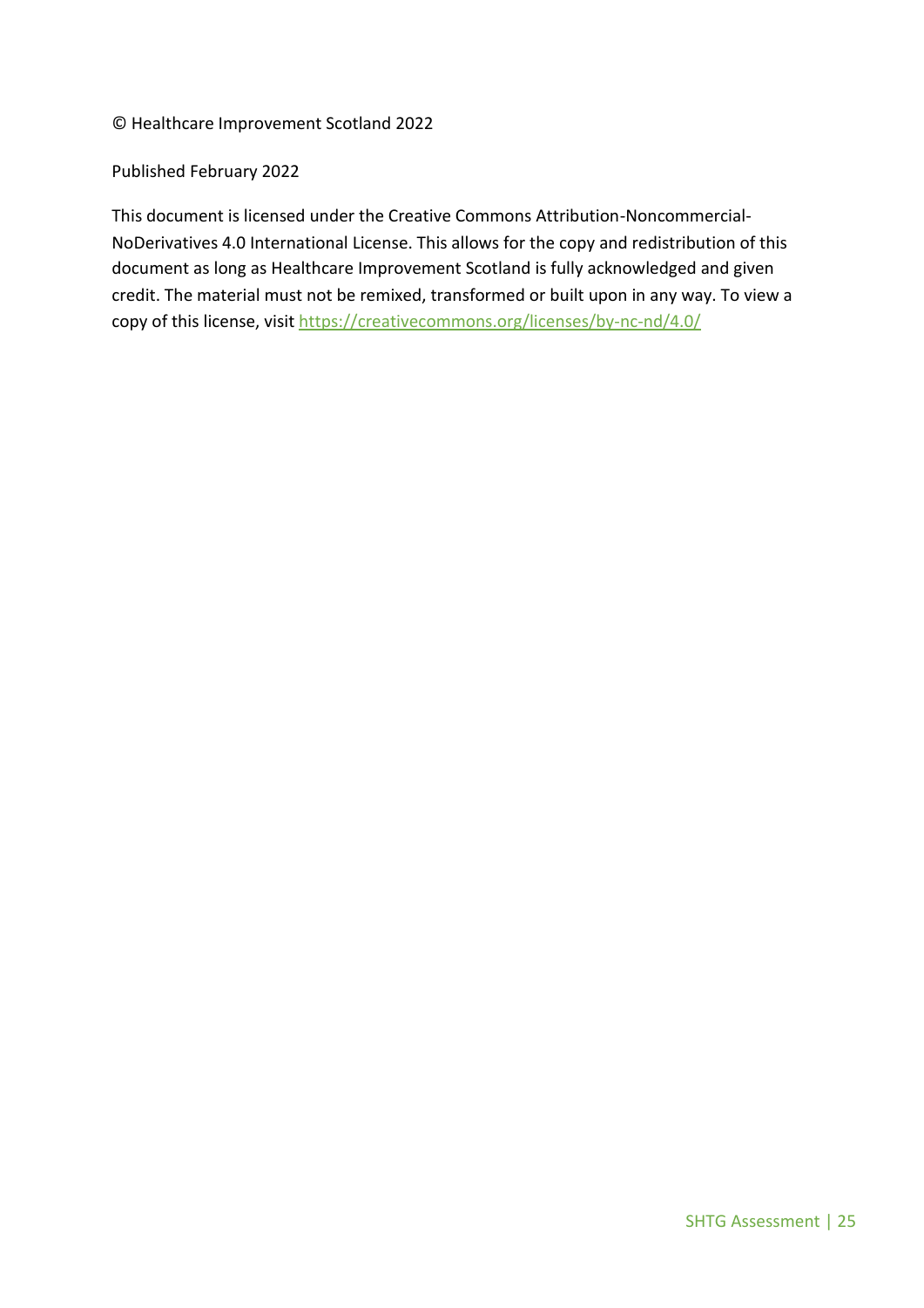© Healthcare Improvement Scotland 2022

Published February 2022

This document is licensed under the Creative Commons Attribution-Noncommercial-NoDerivatives 4.0 International License. This allows for the copy and redistribution of this document as long as Healthcare Improvement Scotland is fully acknowledged and given credit. The material must not be remixed, transformed or built upon in any way. To view a copy of this license, visit https://creativecommons.org/licenses/by-nc-nd/4.0/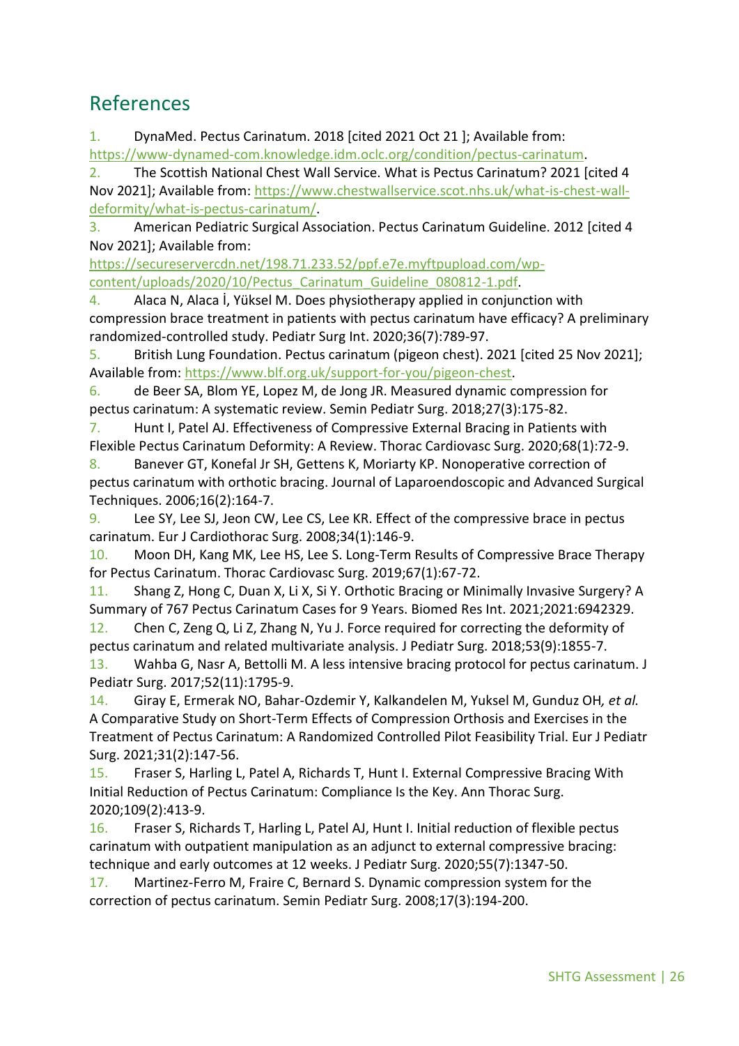## References

1. DynaMed. Pectus Carinatum. 2018 [cited 2021 Oct 21 ]; Available from: https://www-dynamed-com.knowledge.idm.oclc.org/condition/pectus-carinatum.
2. The Scottish National Chest Wall Service. What is Pectus Carinatum? 2021 [cited 4 Nov 2021]; Available from: https://www.chestwallservice.scot.nhs.uk/what-is-chest-wall-deformity/what-is-pectus-carinatum/.
3. American Pediatric Surgical Association. Pectus Carinatum Guideline. 2012 [cited 4 Nov 2021]; Available from: https://secureservercdn.net/198.71.233.52/ppf.e7e.myftpupload.com/wp-content/uploads/2020/10/Pectus_Carinatum_Guideline_080812-1.pdf.
4. Alaca N, Alaca İ, Yüksel M. Does physiotherapy applied in conjunction with compression brace treatment in patients with pectus carinatum have efficacy? A preliminary randomized-controlled study. Pediatr Surg Int. 2020;36(7):789-97.
5. British Lung Foundation. Pectus carinatum (pigeon chest). 2021 [cited 25 Nov 2021]; Available from: https://www.blf.org.uk/support-for-you/pigeon-chest.
6. de Beer SA, Blom YE, Lopez M, de Jong JR. Measured dynamic compression for pectus carinatum: A systematic review. Semin Pediatr Surg. 2018;27(3):175-82.
7. Hunt I, Patel AJ. Effectiveness of Compressive External Bracing in Patients with Flexible Pectus Carinatum Deformity: A Review. Thorac Cardiovasc Surg. 2020;68(1):72-9.
8. Banever GT, Konefal Jr SH, Gettens K, Moriarty KP. Nonoperative correction of pectus carinatum with orthotic bracing. Journal of Laparoendoscopic and Advanced Surgical Techniques. 2006;16(2):164-7.
9. Lee SY, Lee SJ, Jeon CW, Lee CS, Lee KR. Effect of the compressive brace in pectus carinatum. Eur J Cardiothorac Surg. 2008;34(1):146-9.
10. Moon DH, Kang MK, Lee HS, Lee S. Long-Term Results of Compressive Brace Therapy for Pectus Carinatum. Thorac Cardiovasc Surg. 2019;67(1):67-72.
11. Shang Z, Hong C, Duan X, Li X, Si Y. Orthotic Bracing or Minimally Invasive Surgery? A Summary of 767 Pectus Carinatum Cases for 9 Years. Biomed Res Int. 2021;2021:6942329.
12. Chen C, Zeng Q, Li Z, Zhang N, Yu J. Force required for correcting the deformity of pectus carinatum and related multivariate analysis. J Pediatr Surg. 2018;53(9):1855-7.
13. Wahba G, Nasr A, Bettolli M. A less intensive bracing protocol for pectus carinatum. J Pediatr Surg. 2017;52(11):1795-9.
14. Giray E, Ermerak NO, Bahar-Ozdemir Y, Kalkandelen M, Yuksel M, Gunduz OH*, et al.* A Comparative Study on Short-Term Effects of Compression Orthosis and Exercises in the Treatment of Pectus Carinatum: A Randomized Controlled Pilot Feasibility Trial. Eur J Pediatr Surg. 2021;31(2):147-56.
15. Fraser S, Harling L, Patel A, Richards T, Hunt I. External Compressive Bracing With Initial Reduction of Pectus Carinatum: Compliance Is the Key. Ann Thorac Surg. 2020;109(2):413-9.
16. Fraser S, Richards T, Harling L, Patel AJ, Hunt I. Initial reduction of flexible pectus carinatum with outpatient manipulation as an adjunct to external compressive bracing: technique and early outcomes at 12 weeks. J Pediatr Surg. 2020;55(7):1347-50.
17. Martinez-Ferro M, Fraire C, Bernard S. Dynamic compression system for the correction of pectus carinatum. Semin Pediatr Surg. 2008;17(3):194-200.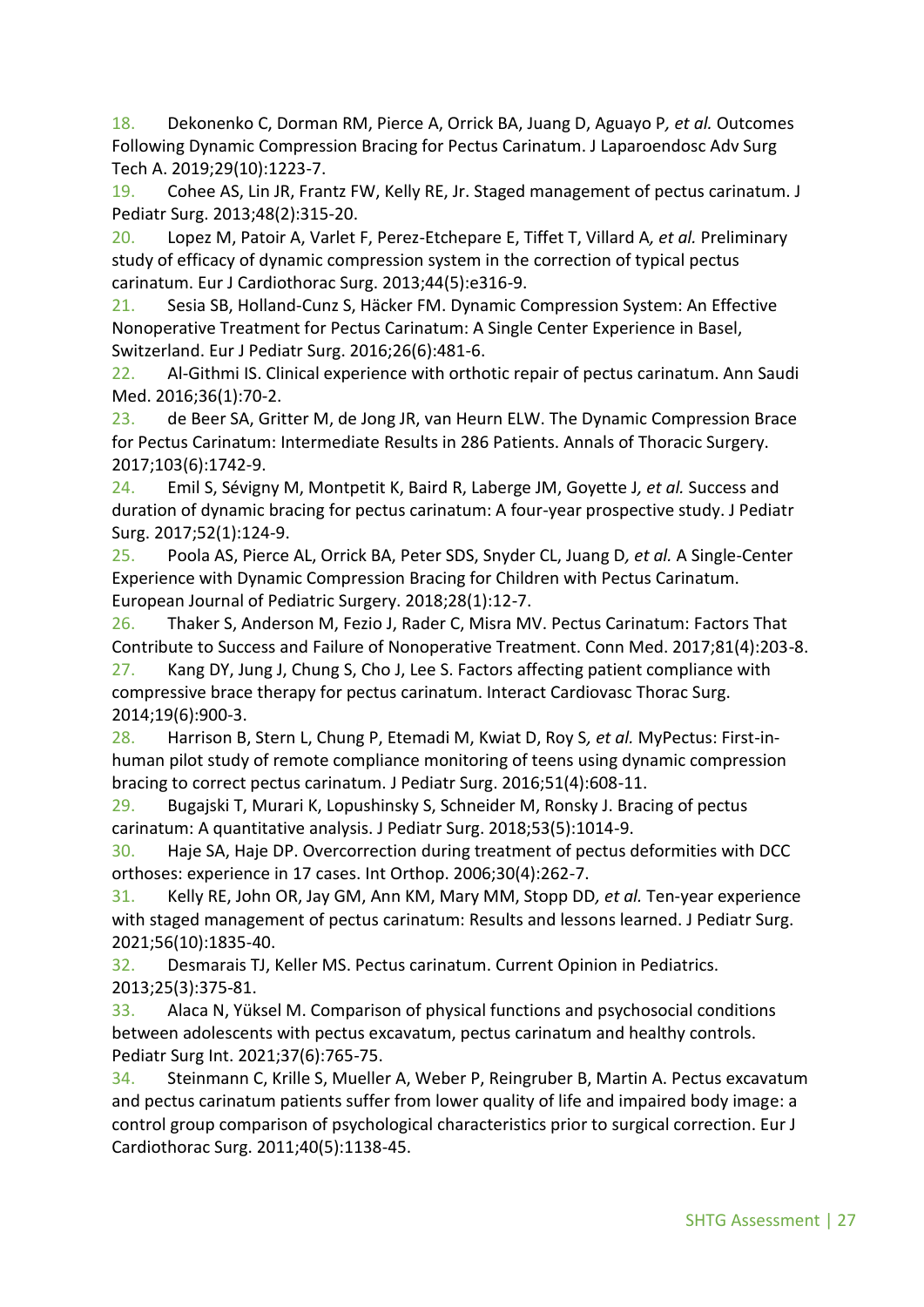18. Dekonenko C, Dorman RM, Pierce A, Orrick BA, Juang D, Aguayo P*, et al.* Outcomes Following Dynamic Compression Bracing for Pectus Carinatum. J Laparoendosc Adv Surg Tech A. 2019;29(10):1223-7.
19. Cohee AS, Lin JR, Frantz FW, Kelly RE, Jr. Staged management of pectus carinatum. J Pediatr Surg. 2013;48(2):315-20.
20. Lopez M, Patoir A, Varlet F, Perez-Etchepare E, Tiffet T, Villard A*, et al.* Preliminary study of efficacy of dynamic compression system in the correction of typical pectus carinatum. Eur J Cardiothorac Surg. 2013;44(5):e316-9.
21. Sesia SB, Holland-Cunz S, Häcker FM. Dynamic Compression System: An Effective Nonoperative Treatment for Pectus Carinatum: A Single Center Experience in Basel, Switzerland. Eur J Pediatr Surg. 2016;26(6):481-6.
22. Al-Githmi IS. Clinical experience with orthotic repair of pectus carinatum. Ann Saudi Med. 2016;36(1):70-2.
23. de Beer SA, Gritter M, de Jong JR, van Heurn ELW. The Dynamic Compression Brace for Pectus Carinatum: Intermediate Results in 286 Patients. Annals of Thoracic Surgery. 2017;103(6):1742-9.
24. Emil S, Sévigny M, Montpetit K, Baird R, Laberge JM, Goyette J*, et al.* Success and duration of dynamic bracing for pectus carinatum: A four-year prospective study. J Pediatr Surg. 2017;52(1):124-9.
25. Poola AS, Pierce AL, Orrick BA, Peter SDS, Snyder CL, Juang D*, et al.* A Single-Center Experience with Dynamic Compression Bracing for Children with Pectus Carinatum. European Journal of Pediatric Surgery. 2018;28(1):12-7.
26. Thaker S, Anderson M, Fezio J, Rader C, Misra MV. Pectus Carinatum: Factors That Contribute to Success and Failure of Nonoperative Treatment. Conn Med. 2017;81(4):203-8.
27. Kang DY, Jung J, Chung S, Cho J, Lee S. Factors affecting patient compliance with compressive brace therapy for pectus carinatum. Interact Cardiovasc Thorac Surg. 2014;19(6):900-3.
28. Harrison B, Stern L, Chung P, Etemadi M, Kwiat D, Roy S*, et al.* MyPectus: First-in-human pilot study of remote compliance monitoring of teens using dynamic compression bracing to correct pectus carinatum. J Pediatr Surg. 2016;51(4):608-11.
29. Bugajski T, Murari K, Lopushinsky S, Schneider M, Ronsky J. Bracing of pectus carinatum: A quantitative analysis. J Pediatr Surg. 2018;53(5):1014-9.
30. Haje SA, Haje DP. Overcorrection during treatment of pectus deformities with DCC orthoses: experience in 17 cases. Int Orthop. 2006;30(4):262-7.
31. Kelly RE, John OR, Jay GM, Ann KM, Mary MM, Stopp DD*, et al.* Ten-year experience with staged management of pectus carinatum: Results and lessons learned. J Pediatr Surg. 2021;56(10):1835-40.
32. Desmarais TJ, Keller MS. Pectus carinatum. Current Opinion in Pediatrics. 2013;25(3):375-81.
33. Alaca N, Yüksel M. Comparison of physical functions and psychosocial conditions between adolescents with pectus excavatum, pectus carinatum and healthy controls. Pediatr Surg Int. 2021;37(6):765-75.
34. Steinmann C, Krille S, Mueller A, Weber P, Reingruber B, Martin A. Pectus excavatum and pectus carinatum patients suffer from lower quality of life and impaired body image: a control group comparison of psychological characteristics prior to surgical correction. Eur J Cardiothorac Surg. 2011;40(5):1138-45.